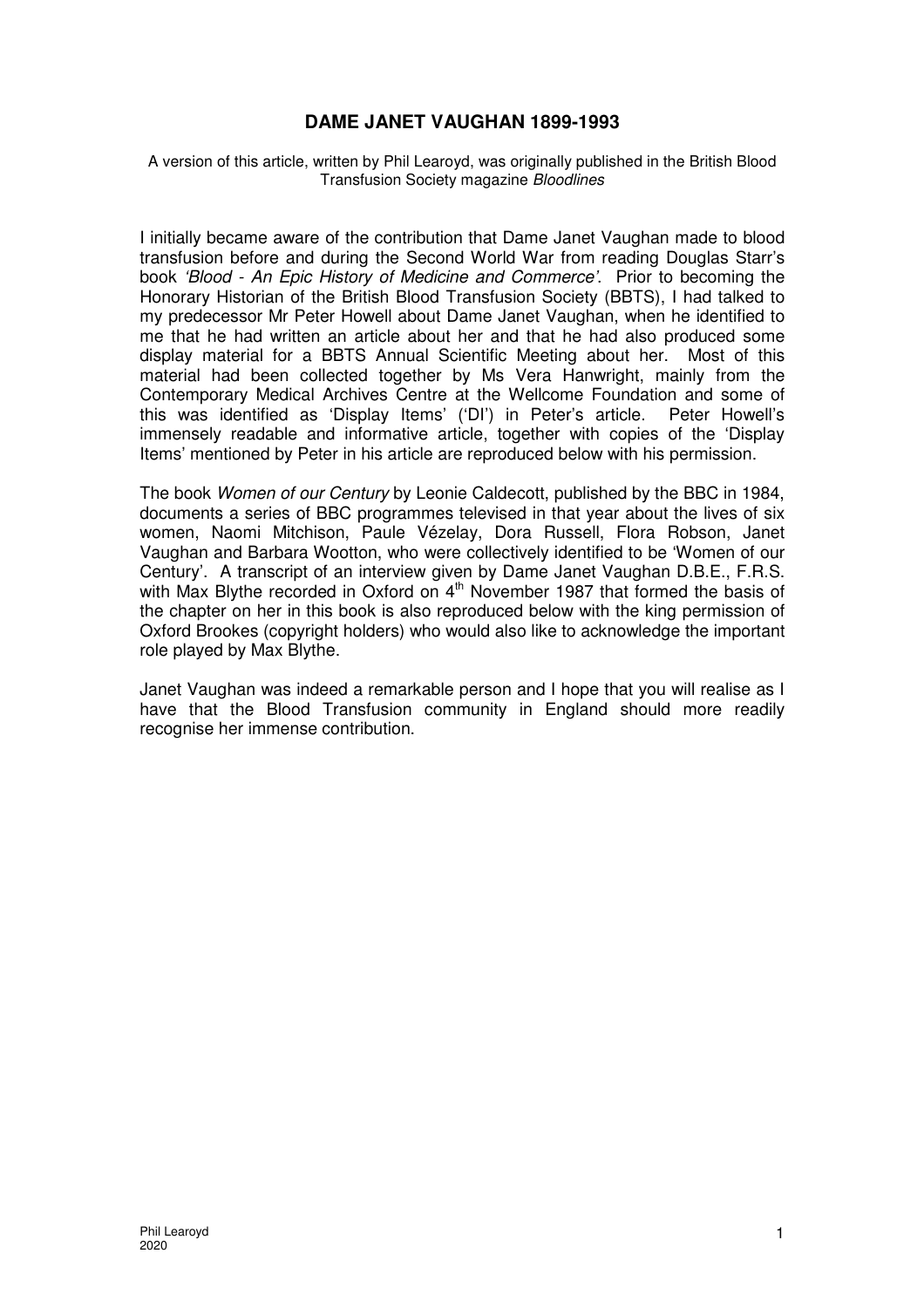# DAME JANET VAUGHAN 1899-1993

A version of this article, written by Phil Learoyd, was originally published in the British Blood Transfusion Society magazine *Bloodlines*

I initially became aware of the contribution that Dame Janet Vaughan made to blood transfusion before and during the Second World War from reading Douglas Starr's book *'Blood - An Epic History of Medicine and Commerce'*. Prior to becoming the Honorary Historian of the British Blood Transfusion Society (BBTS), I had talked to my predecessor Mr Peter Howell about Dame Janet Vaughan, when he identified to me that he had written an article about her and that he had also produced some display material for a BBTS Annual Scientific Meeting about her. Most of this material had been collected together by Ms Vera Hanwright, mainly from the Contemporary Medical Archives Centre at the Wellcome Foundation and some of this was identified as 'Display Items' ('DI') in Peter's article. Peter Howell's immensely readable and informative article, together with copies of the 'Display Items' mentioned by Peter in his article are reproduced below with his permission.

The book *Women of our Century* by Leonie Caldecott, published by the BBC in 1984, documents a series of BBC programmes televised in that year about the lives of six women, Naomi Mitchison, Paule Vézelay, Dora Russell, Flora Robson, Janet Vaughan and Barbara Wootton, who were collectively identified to be 'Women of our Century'. A transcript of an interview given by Dame Janet Vaughan D.B.E., F.R.S. with Max Blythe recorded in Oxford on 4th November 1987 that formed the basis of the chapter on her in this book is also reproduced below with the king permission of Oxford Brookes (copyright holders) who would also like to acknowledge the important role played by Max Blythe.

Janet Vaughan was indeed a remarkable person and I hope that you will realise as I have that the Blood Transfusion community in England should more readily recognise her immense contribution.

Phil Learoyd
2020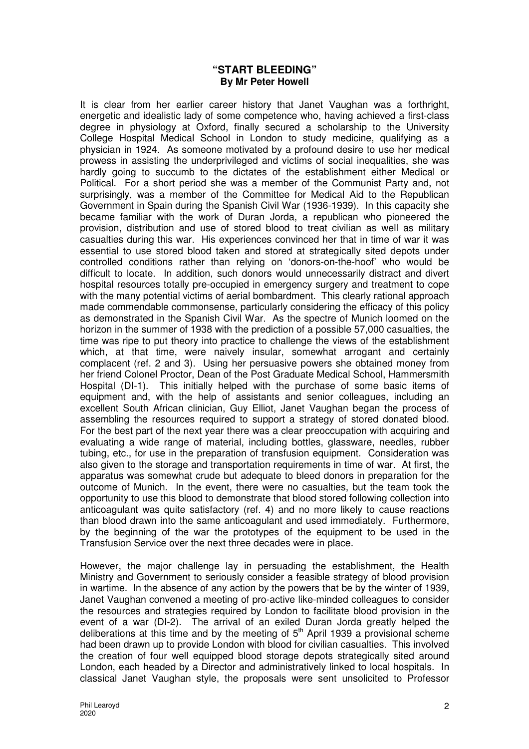## "START BLEEDING"

**By Mr Peter Howell**

It is clear from her earlier career history that Janet Vaughan was a forthright, energetic and idealistic lady of some competence who, having achieved a first-class degree in physiology at Oxford, finally secured a scholarship to the University College Hospital Medical School in London to study medicine, qualifying as a physician in 1924. As someone motivated by a profound desire to use her medical prowess in assisting the underprivileged and victims of social inequalities, she was hardly going to succumb to the dictates of the establishment either Medical or Political. For a short period she was a member of the Communist Party and, not surprisingly, was a member of the Committee for Medical Aid to the Republican Government in Spain during the Spanish Civil War (1936-1939). In this capacity she became familiar with the work of Duran Jorda, a republican who pioneered the provision, distribution and use of stored blood to treat civilian as well as military casualties during this war. His experiences convinced her that in time of war it was essential to use stored blood taken and stored at strategically sited depots under controlled conditions rather than relying on 'donors-on-the-hoof' who would be difficult to locate. In addition, such donors would unnecessarily distract and divert hospital resources totally pre-occupied in emergency surgery and treatment to cope with the many potential victims of aerial bombardment. This clearly rational approach made commendable commonsense, particularly considering the efficacy of this policy as demonstrated in the Spanish Civil War. As the spectre of Munich loomed on the horizon in the summer of 1938 with the prediction of a possible 57,000 casualties, the time was ripe to put theory into practice to challenge the views of the establishment which, at that time, were naively insular, somewhat arrogant and certainly complacent (ref. 2 and 3). Using her persuasive powers she obtained money from her friend Colonel Proctor, Dean of the Post Graduate Medical School, Hammersmith Hospital (DI-1). This initially helped with the purchase of some basic items of equipment and, with the help of assistants and senior colleagues, including an excellent South African clinician, Guy Elliot, Janet Vaughan began the process of assembling the resources required to support a strategy of stored donated blood. For the best part of the next year there was a clear preoccupation with acquiring and evaluating a wide range of material, including bottles, glassware, needles, rubber tubing, etc., for use in the preparation of transfusion equipment. Consideration was also given to the storage and transportation requirements in time of war. At first, the apparatus was somewhat crude but adequate to bleed donors in preparation for the outcome of Munich. In the event, there were no casualties, but the team took the opportunity to use this blood to demonstrate that blood stored following collection into anticoagulant was quite satisfactory (ref. 4) and no more likely to cause reactions than blood drawn into the same anticoagulant and used immediately. Furthermore, by the beginning of the war the prototypes of the equipment to be used in the Transfusion Service over the next three decades were in place.

However, the major challenge lay in persuading the establishment, the Health Ministry and Government to seriously consider a feasible strategy of blood provision in wartime. In the absence of any action by the powers that be by the winter of 1939, Janet Vaughan convened a meeting of pro-active like-minded colleagues to consider the resources and strategies required by London to facilitate blood provision in the event of a war (DI-2). The arrival of an exiled Duran Jorda greatly helped the deliberations at this time and by the meeting of 5th April 1939 a provisional scheme had been drawn up to provide London with blood for civilian casualties. This involved the creation of four well equipped blood storage depots strategically sited around London, each headed by a Director and administratively linked to local hospitals. In classical Janet Vaughan style, the proposals were sent unsolicited to Professor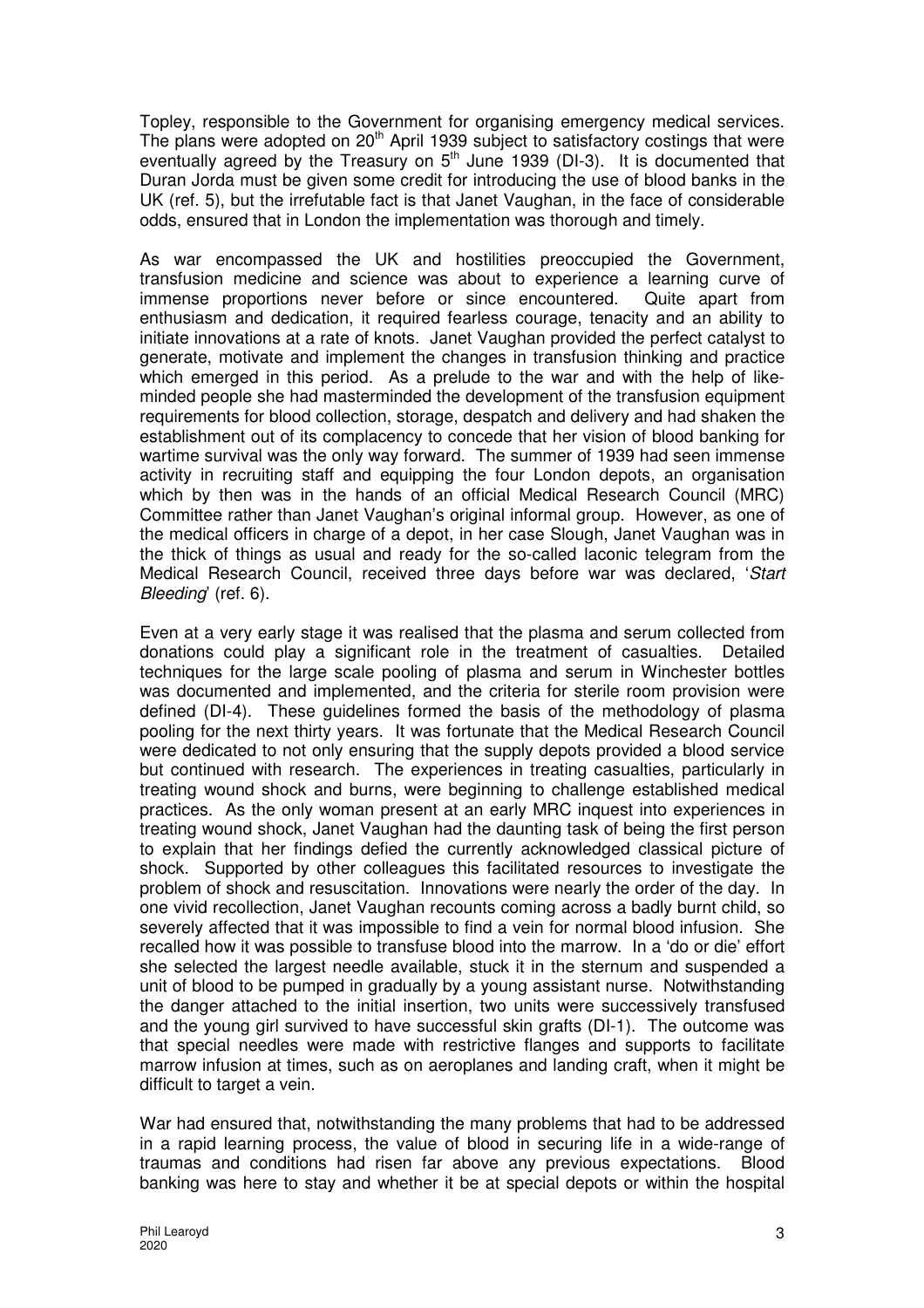Topley, responsible to the Government for organising emergency medical services. The plans were adopted on 20th April 1939 subject to satisfactory costings that were eventually agreed by the Treasury on 5th June 1939 (DI-3). It is documented that Duran Jorda must be given some credit for introducing the use of blood banks in the UK (ref. 5), but the irrefutable fact is that Janet Vaughan, in the face of considerable odds, ensured that in London the implementation was thorough and timely.

As war encompassed the UK and hostilities preoccupied the Government, transfusion medicine and science was about to experience a learning curve of immense proportions never before or since encountered. Quite apart from enthusiasm and dedication, it required fearless courage, tenacity and an ability to initiate innovations at a rate of knots. Janet Vaughan provided the perfect catalyst to generate, motivate and implement the changes in transfusion thinking and practice which emerged in this period. As a prelude to the war and with the help of like-minded people she had masterminded the development of the transfusion equipment requirements for blood collection, storage, despatch and delivery and had shaken the establishment out of its complacency to concede that her vision of blood banking for wartime survival was the only way forward. The summer of 1939 had seen immense activity in recruiting staff and equipping the four London depots, an organisation which by then was in the hands of an official Medical Research Council (MRC) Committee rather than Janet Vaughan's original informal group. However, as one of the medical officers in charge of a depot, in her case Slough, Janet Vaughan was in the thick of things as usual and ready for the so-called laconic telegram from the Medical Research Council, received three days before war was declared, '*Start Bleeding*' (ref. 6).

Even at a very early stage it was realised that the plasma and serum collected from donations could play a significant role in the treatment of casualties. Detailed techniques for the large scale pooling of plasma and serum in Winchester bottles was documented and implemented, and the criteria for sterile room provision were defined (DI-4). These guidelines formed the basis of the methodology of plasma pooling for the next thirty years. It was fortunate that the Medical Research Council were dedicated to not only ensuring that the supply depots provided a blood service but continued with research. The experiences in treating casualties, particularly in treating wound shock and burns, were beginning to challenge established medical practices. As the only woman present at an early MRC inquest into experiences in treating wound shock, Janet Vaughan had the daunting task of being the first person to explain that her findings defied the currently acknowledged classical picture of shock. Supported by other colleagues this facilitated resources to investigate the problem of shock and resuscitation. Innovations were nearly the order of the day. In one vivid recollection, Janet Vaughan recounts coming across a badly burnt child, so severely affected that it was impossible to find a vein for normal blood infusion. She recalled how it was possible to transfuse blood into the marrow. In a 'do or die' effort she selected the largest needle available, stuck it in the sternum and suspended a unit of blood to be pumped in gradually by a young assistant nurse. Notwithstanding the danger attached to the initial insertion, two units were successively transfused and the young girl survived to have successful skin grafts (DI-1). The outcome was that special needles were made with restrictive flanges and supports to facilitate marrow infusion at times, such as on aeroplanes and landing craft, when it might be difficult to target a vein.

War had ensured that, notwithstanding the many problems that had to be addressed in a rapid learning process, the value of blood in securing life in a wide-range of traumas and conditions had risen far above any previous expectations. Blood banking was here to stay and whether it be at special depots or within the hospital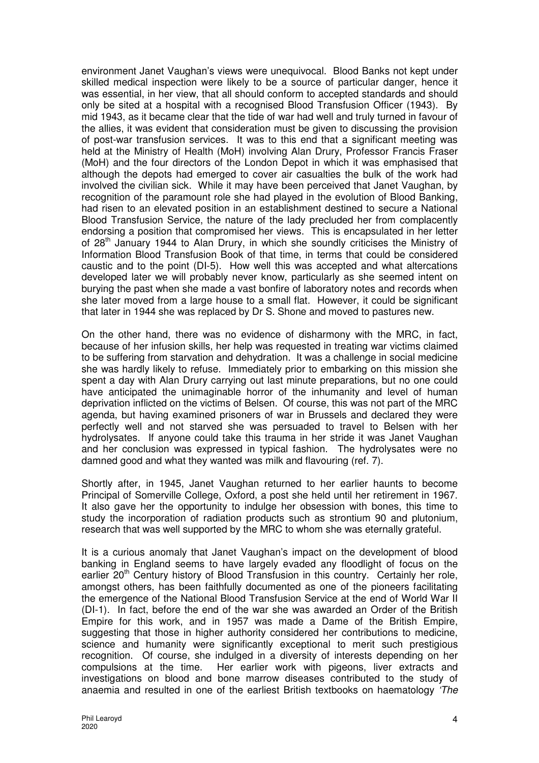environment Janet Vaughan's views were unequivocal. Blood Banks not kept under skilled medical inspection were likely to be a source of particular danger, hence it was essential, in her view, that all should conform to accepted standards and should only be sited at a hospital with a recognised Blood Transfusion Officer (1943). By mid 1943, as it became clear that the tide of war had well and truly turned in favour of the allies, it was evident that consideration must be given to discussing the provision of post-war transfusion services. It was to this end that a significant meeting was held at the Ministry of Health (MoH) involving Alan Drury, Professor Francis Fraser (MoH) and the four directors of the London Depot in which it was emphasised that although the depots had emerged to cover air casualties the bulk of the work had involved the civilian sick. While it may have been perceived that Janet Vaughan, by recognition of the paramount role she had played in the evolution of Blood Banking, had risen to an elevated position in an establishment destined to secure a National Blood Transfusion Service, the nature of the lady precluded her from complacently endorsing a position that compromised her views. This is encapsulated in her letter of 28th January 1944 to Alan Drury, in which she soundly criticises the Ministry of Information Blood Transfusion Book of that time, in terms that could be considered caustic and to the point (DI-5). How well this was accepted and what altercations developed later we will probably never know, particularly as she seemed intent on burying the past when she made a vast bonfire of laboratory notes and records when she later moved from a large house to a small flat. However, it could be significant that later in 1944 she was replaced by Dr S. Shone and moved to pastures new.

On the other hand, there was no evidence of disharmony with the MRC, in fact, because of her infusion skills, her help was requested in treating war victims claimed to be suffering from starvation and dehydration. It was a challenge in social medicine she was hardly likely to refuse. Immediately prior to embarking on this mission she spent a day with Alan Drury carrying out last minute preparations, but no one could have anticipated the unimaginable horror of the inhumanity and level of human deprivation inflicted on the victims of Belsen. Of course, this was not part of the MRC agenda, but having examined prisoners of war in Brussels and declared they were perfectly well and not starved she was persuaded to travel to Belsen with her hydrolysates. If anyone could take this trauma in her stride it was Janet Vaughan and her conclusion was expressed in typical fashion. The hydrolysates were no damned good and what they wanted was milk and flavouring (ref. 7).

Shortly after, in 1945, Janet Vaughan returned to her earlier haunts to become Principal of Somerville College, Oxford, a post she held until her retirement in 1967. It also gave her the opportunity to indulge her obsession with bones, this time to study the incorporation of radiation products such as strontium 90 and plutonium, research that was well supported by the MRC to whom she was eternally grateful.

It is a curious anomaly that Janet Vaughan's impact on the development of blood banking in England seems to have largely evaded any floodlight of focus on the earlier 20th Century history of Blood Transfusion in this country. Certainly her role, amongst others, has been faithfully documented as one of the pioneers facilitating the emergence of the National Blood Transfusion Service at the end of World War II (DI-1). In fact, before the end of the war she was awarded an Order of the British Empire for this work, and in 1957 was made a Dame of the British Empire, suggesting that those in higher authority considered her contributions to medicine, science and humanity were significantly exceptional to merit such prestigious recognition. Of course, she indulged in a diversity of interests depending on her compulsions at the time. Her earlier work with pigeons, liver extracts and investigations on blood and bone marrow diseases contributed to the study of anaemia and resulted in one of the earliest British textbooks on haematology *'The*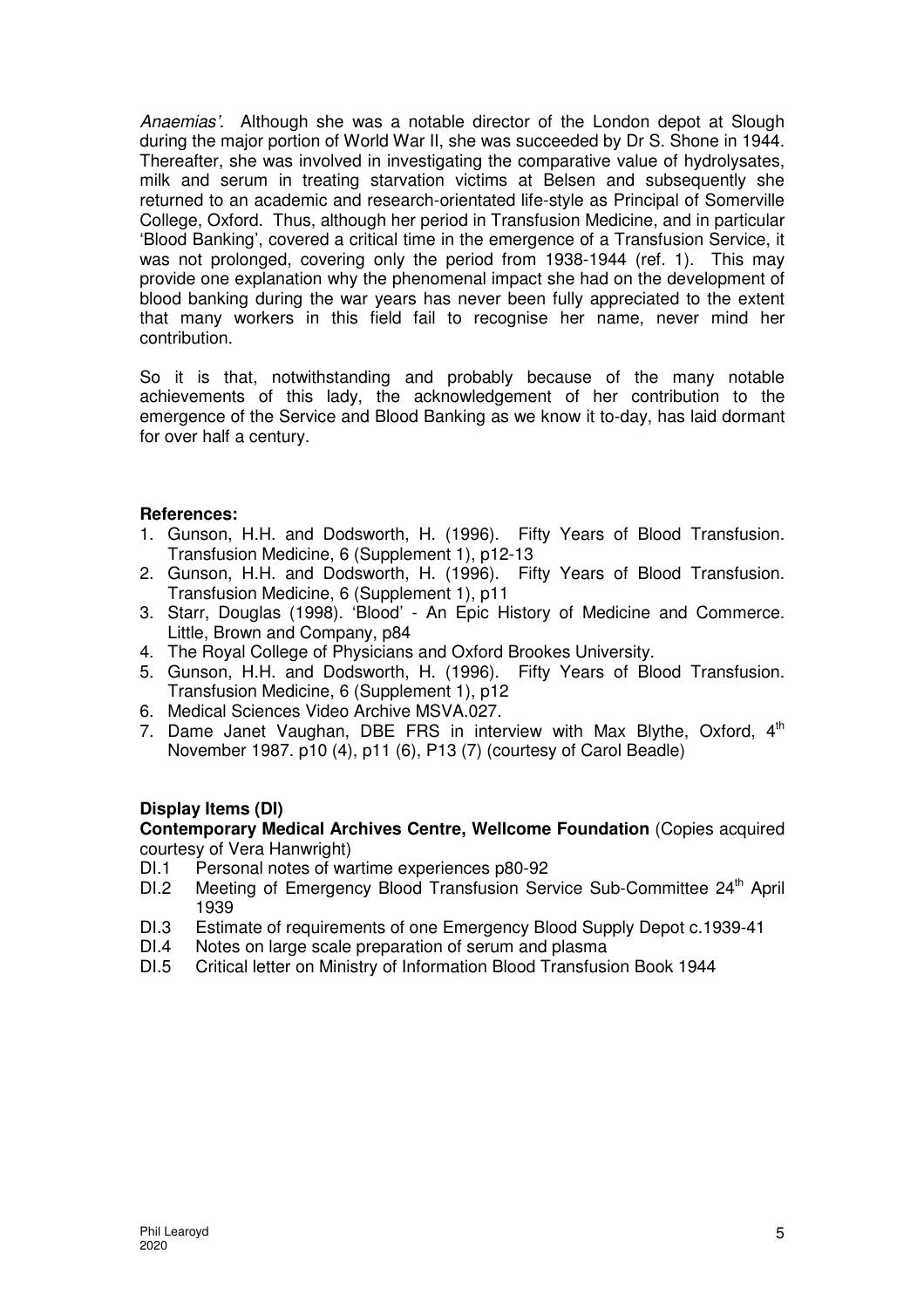*Anaemias'.* Although she was a notable director of the London depot at Slough during the major portion of World War II, she was succeeded by Dr S. Shone in 1944. Thereafter, she was involved in investigating the comparative value of hydrolysates, milk and serum in treating starvation victims at Belsen and subsequently she returned to an academic and research-orientated life-style as Principal of Somerville College, Oxford. Thus, although her period in Transfusion Medicine, and in particular 'Blood Banking', covered a critical time in the emergence of a Transfusion Service, it was not prolonged, covering only the period from 1938-1944 (ref. 1). This may provide one explanation why the phenomenal impact she had on the development of blood banking during the war years has never been fully appreciated to the extent that many workers in this field fail to recognise her name, never mind her contribution.

So it is that, notwithstanding and probably because of the many notable achievements of this lady, the acknowledgement of her contribution to the emergence of the Service and Blood Banking as we know it to-day, has laid dormant for over half a century.

**References:**

1. Gunson, H.H. and Dodsworth, H. (1996). Fifty Years of Blood Transfusion. Transfusion Medicine, 6 (Supplement 1), p12-13
2. Gunson, H.H. and Dodsworth, H. (1996). Fifty Years of Blood Transfusion. Transfusion Medicine, 6 (Supplement 1), p11
3. Starr, Douglas (1998). 'Blood' - An Epic History of Medicine and Commerce. Little, Brown and Company, p84
4. The Royal College of Physicians and Oxford Brookes University.
5. Gunson, H.H. and Dodsworth, H. (1996). Fifty Years of Blood Transfusion. Transfusion Medicine, 6 (Supplement 1), p12
6. Medical Sciences Video Archive MSVA.027.
7. Dame Janet Vaughan, DBE FRS in interview with Max Blythe, Oxford, 4th November 1987. p10 (4), p11 (6), P13 (7) (courtesy of Carol Beadle)

**Display Items (DI)**

**Contemporary Medical Archives Centre, Wellcome Foundation** (Copies acquired courtesy of Vera Hanwright)

- DI.1 Personal notes of wartime experiences p80-92
- DI.2 Meeting of Emergency Blood Transfusion Service Sub-Committee 24th April 1939
- DI.3 Estimate of requirements of one Emergency Blood Supply Depot c.1939-41
- DI.4 Notes on large scale preparation of serum and plasma
- DI.5 Critical letter on Ministry of Information Blood Transfusion Book 1944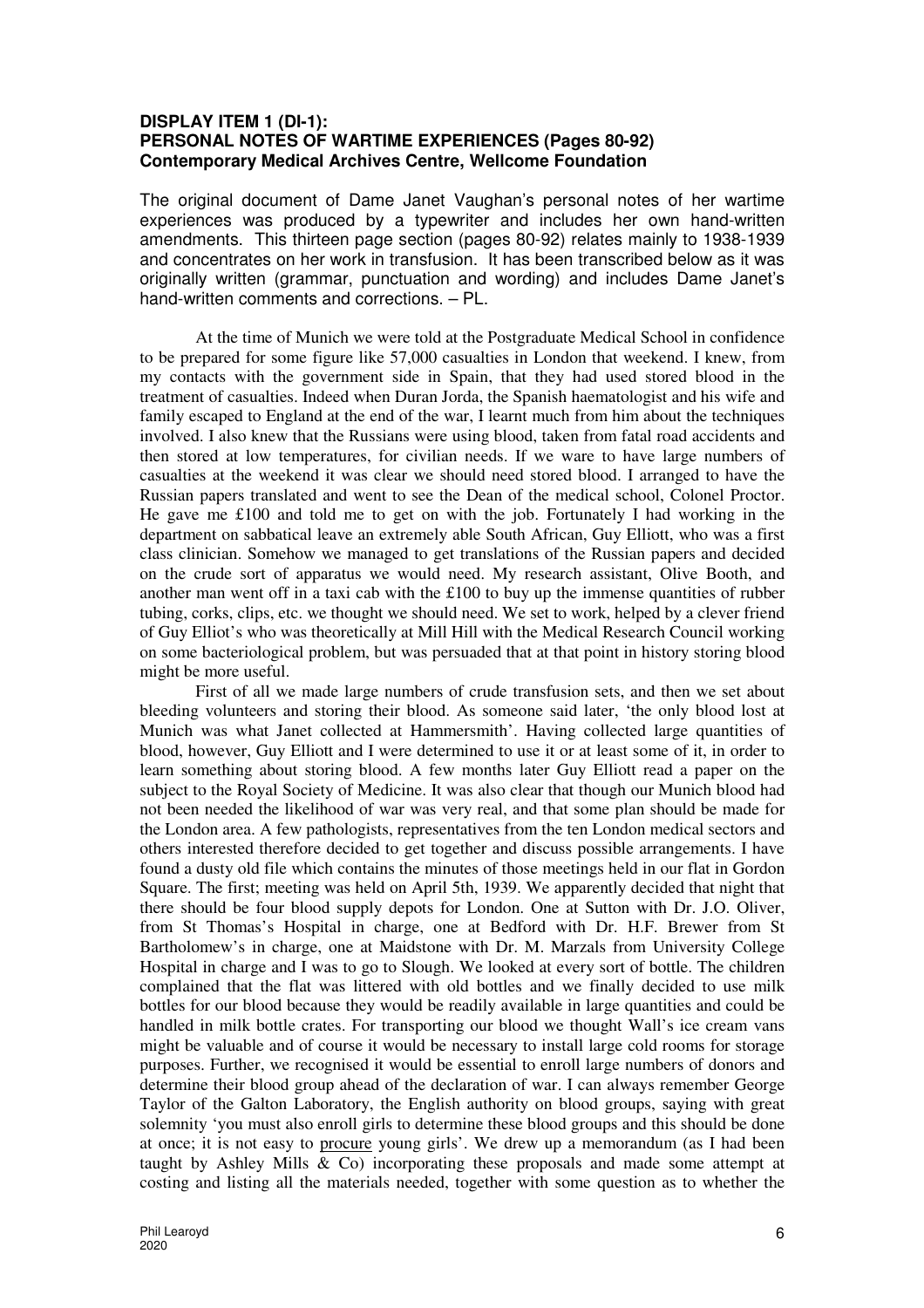**DISPLAY ITEM 1 (DI-1):**
**PERSONAL NOTES OF WARTIME EXPERIENCES (Pages 80-92)**
**Contemporary Medical Archives Centre, Wellcome Foundation**

The original document of Dame Janet Vaughan's personal notes of her wartime experiences was produced by a typewriter and includes her own hand-written amendments. This thirteen page section (pages 80-92) relates mainly to 1938-1939 and concentrates on her work in transfusion. It has been transcribed below as it was originally written (grammar, punctuation and wording) and includes Dame Janet's hand-written comments and corrections. – PL.

At the time of Munich we were told at the Postgraduate Medical School in confidence to be prepared for some figure like 57,000 casualties in London that weekend. I knew, from my contacts with the government side in Spain, that they had used stored blood in the treatment of casualties. Indeed when Duran Jorda, the Spanish haematologist and his wife and family escaped to England at the end of the war, I learnt much from him about the techniques involved. I also knew that the Russians were using blood, taken from fatal road accidents and then stored at low temperatures, for civilian needs. If we ware to have large numbers of casualties at the weekend it was clear we should need stored blood. I arranged to have the Russian papers translated and went to see the Dean of the medical school, Colonel Proctor. He gave me £100 and told me to get on with the job. Fortunately I had working in the department on sabbatical leave an extremely able South African, Guy Elliott, who was a first class clinician. Somehow we managed to get translations of the Russian papers and decided on the crude sort of apparatus we would need. My research assistant, Olive Booth, and another man went off in a taxi cab with the £100 to buy up the immense quantities of rubber tubing, corks, clips, etc. we thought we should need. We set to work, helped by a clever friend of Guy Elliot's who was theoretically at Mill Hill with the Medical Research Council working on some bacteriological problem, but was persuaded that at that point in history storing blood might be more useful.

First of all we made large numbers of crude transfusion sets, and then we set about bleeding volunteers and storing their blood. As someone said later, 'the only blood lost at Munich was what Janet collected at Hammersmith'. Having collected large quantities of blood, however, Guy Elliott and I were determined to use it or at least some of it, in order to learn something about storing blood. A few months later Guy Elliott read a paper on the subject to the Royal Society of Medicine. It was also clear that though our Munich blood had not been needed the likelihood of war was very real, and that some plan should be made for the London area. A few pathologists, representatives from the ten London medical sectors and others interested therefore decided to get together and discuss possible arrangements. I have found a dusty old file which contains the minutes of those meetings held in our flat in Gordon Square. The first; meeting was held on April 5th, 1939. We apparently decided that night that there should be four blood supply depots for London. One at Sutton with Dr. J.O. Oliver, from St Thomas's Hospital in charge, one at Bedford with Dr. H.F. Brewer from St Bartholomew's in charge, one at Maidstone with Dr. M. Marzals from University College Hospital in charge and I was to go to Slough. We looked at every sort of bottle. The children complained that the flat was littered with old bottles and we finally decided to use milk bottles for our blood because they would be readily available in large quantities and could be handled in milk bottle crates. For transporting our blood we thought Wall's ice cream vans might be valuable and of course it would be necessary to install large cold rooms for storage purposes. Further, we recognised it would be essential to enroll large numbers of donors and determine their blood group ahead of the declaration of war. I can always remember George Taylor of the Galton Laboratory, the English authority on blood groups, saying with great solemnity 'you must also enroll girls to determine these blood groups and this should be done at once; it is not easy to <u>procure</u> young girls'. We drew up a memorandum (as I had been taught by Ashley Mills & Co) incorporating these proposals and made some attempt at costing and listing all the materials needed, together with some question as to whether the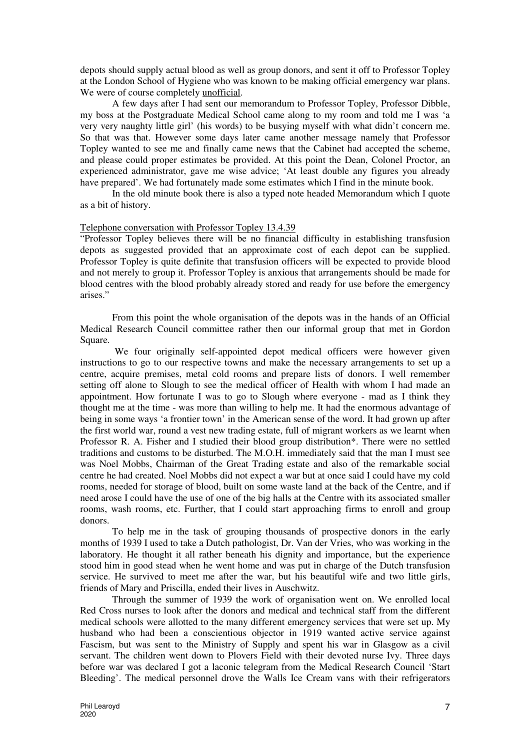depots should supply actual blood as well as group donors, and sent it off to Professor Topley at the London School of Hygiene who was known to be making official emergency war plans. We were of course completely <u>unofficial</u>.

A few days after I had sent our memorandum to Professor Topley, Professor Dibble, my boss at the Postgraduate Medical School came along to my room and told me I was 'a very very naughty little girl' (his words) to be busying myself with what didn't concern me. So that was that. However some days later came another message namely that Professor Topley wanted to see me and finally came news that the Cabinet had accepted the scheme, and please could proper estimates be provided. At this point the Dean, Colonel Proctor, an experienced administrator, gave me wise advice; 'At least double any figures you already have prepared'. We had fortunately made some estimates which I find in the minute book.

In the old minute book there is also a typed note headed Memorandum which I quote as a bit of history.

<u>Telephone conversation with Professor Topley 13.4.39</u>

"Professor Topley believes there will be no financial difficulty in establishing transfusion depots as suggested provided that an approximate cost of each depot can be supplied. Professor Topley is quite definite that transfusion officers will be expected to provide blood and not merely to group it. Professor Topley is anxious that arrangements should be made for blood centres with the blood probably already stored and ready for use before the emergency arises."

From this point the whole organisation of the depots was in the hands of an Official Medical Research Council committee rather then our informal group that met in Gordon Square.

We four originally self-appointed depot medical officers were however given instructions to go to our respective towns and make the necessary arrangements to set up a centre, acquire premises, metal cold rooms and prepare lists of donors. I well remember setting off alone to Slough to see the medical officer of Health with whom I had made an appointment. How fortunate I was to go to Slough where everyone - mad as I think they thought me at the time - was more than willing to help me. It had the enormous advantage of being in some ways 'a frontier town' in the American sense of the word. It had grown up after the first world war, round a vest new trading estate, full of migrant workers as we learnt when Professor R. A. Fisher and I studied their blood group distribution*. There were no settled traditions and customs to be disturbed. The M.O.H. immediately said that the man I must see was Noel Mobbs, Chairman of the Great Trading estate and also of the remarkable social centre he had created. Noel Mobbs did not expect a war but at once said I could have my cold rooms, needed for storage of blood, built on some waste land at the back of the Centre, and if need arose I could have the use of one of the big halls at the Centre with its associated smaller rooms, wash rooms, etc. Further, that I could start approaching firms to enroll and group donors.

To help me in the task of grouping thousands of prospective donors in the early months of 1939 I used to take a Dutch pathologist, Dr. Van der Vries, who was working in the laboratory. He thought it all rather beneath his dignity and importance, but the experience stood him in good stead when he went home and was put in charge of the Dutch transfusion service. He survived to meet me after the war, but his beautiful wife and two little girls, friends of Mary and Priscilla, ended their lives in Auschwitz.

Through the summer of 1939 the work of organisation went on. We enrolled local Red Cross nurses to look after the donors and medical and technical staff from the different medical schools were allotted to the many different emergency services that were set up. My husband who had been a conscientious objector in 1919 wanted active service against Fascism, but was sent to the Ministry of Supply and spent his war in Glasgow as a civil servant. The children went down to Plovers Field with their devoted nurse Ivy. Three days before war was declared I got a laconic telegram from the Medical Research Council 'Start Bleeding'. The medical personnel drove the Walls Ice Cream vans with their refrigerators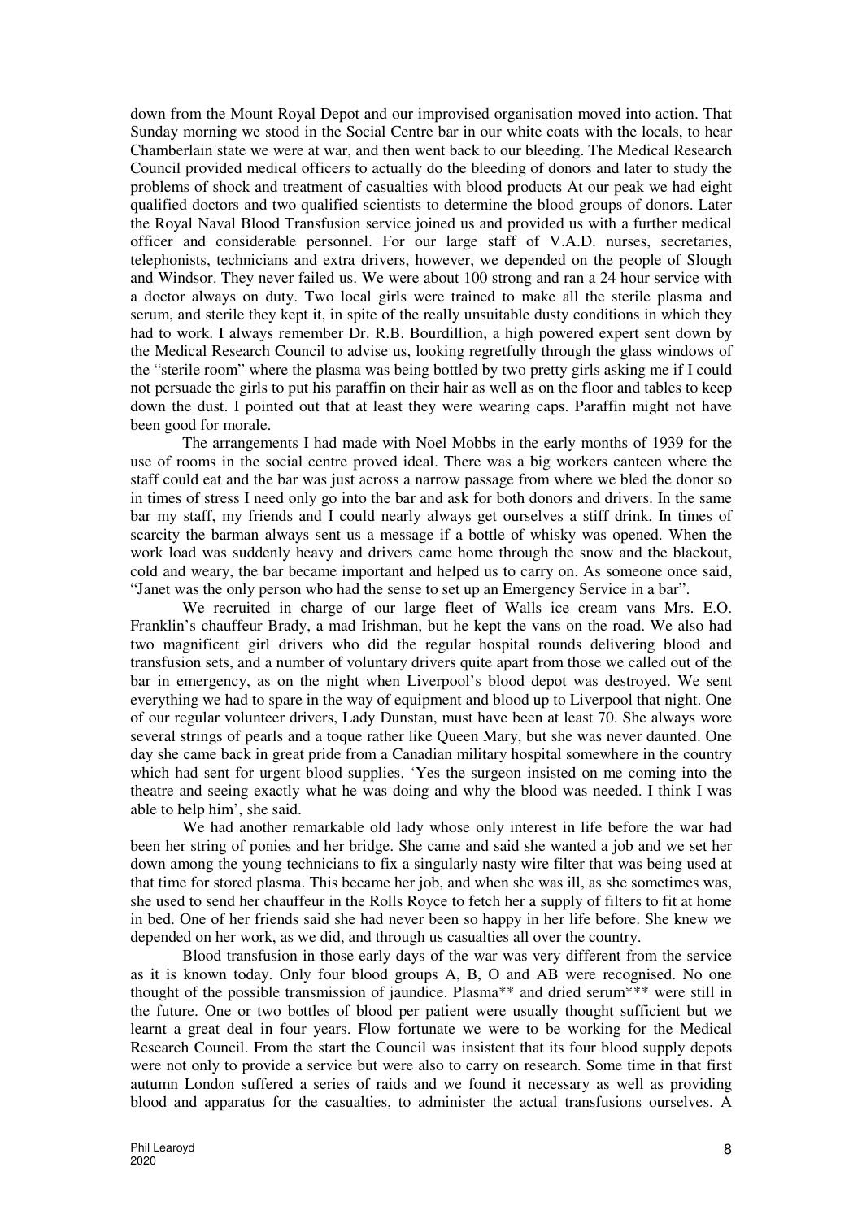down from the Mount Royal Depot and our improvised organisation moved into action. That Sunday morning we stood in the Social Centre bar in our white coats with the locals, to hear Chamberlain state we were at war, and then went back to our bleeding. The Medical Research Council provided medical officers to actually do the bleeding of donors and later to study the problems of shock and treatment of casualties with blood products At our peak we had eight qualified doctors and two qualified scientists to determine the blood groups of donors. Later the Royal Naval Blood Transfusion service joined us and provided us with a further medical officer and considerable personnel. For our large staff of V.A.D. nurses, secretaries, telephonists, technicians and extra drivers, however, we depended on the people of Slough and Windsor. They never failed us. We were about 100 strong and ran a 24 hour service with a doctor always on duty. Two local girls were trained to make all the sterile plasma and serum, and sterile they kept it, in spite of the really unsuitable dusty conditions in which they had to work. I always remember Dr. R.B. Bourdillion, a high powered expert sent down by the Medical Research Council to advise us, looking regretfully through the glass windows of the "sterile room" where the plasma was being bottled by two pretty girls asking me if I could not persuade the girls to put his paraffin on their hair as well as on the floor and tables to keep down the dust. I pointed out that at least they were wearing caps. Paraffin might not have been good for morale.

The arrangements I had made with Noel Mobbs in the early months of 1939 for the use of rooms in the social centre proved ideal. There was a big workers canteen where the staff could eat and the bar was just across a narrow passage from where we bled the donor so in times of stress I need only go into the bar and ask for both donors and drivers. In the same bar my staff, my friends and I could nearly always get ourselves a stiff drink. In times of scarcity the barman always sent us a message if a bottle of whisky was opened. When the work load was suddenly heavy and drivers came home through the snow and the blackout, cold and weary, the bar became important and helped us to carry on. As someone once said, "Janet was the only person who had the sense to set up an Emergency Service in a bar".

We recruited in charge of our large fleet of Walls ice cream vans Mrs. E.O. Franklin's chauffeur Brady, a mad Irishman, but he kept the vans on the road. We also had two magnificent girl drivers who did the regular hospital rounds delivering blood and transfusion sets, and a number of voluntary drivers quite apart from those we called out of the bar in emergency, as on the night when Liverpool's blood depot was destroyed. We sent everything we had to spare in the way of equipment and blood up to Liverpool that night. One of our regular volunteer drivers, Lady Dunstan, must have been at least 70. She always wore several strings of pearls and a toque rather like Queen Mary, but she was never daunted. One day she came back in great pride from a Canadian military hospital somewhere in the country which had sent for urgent blood supplies. 'Yes the surgeon insisted on me coming into the theatre and seeing exactly what he was doing and why the blood was needed. I think I was able to help him', she said.

We had another remarkable old lady whose only interest in life before the war had been her string of ponies and her bridge. She came and said she wanted a job and we set her down among the young technicians to fix a singularly nasty wire filter that was being used at that time for stored plasma. This became her job, and when she was ill, as she sometimes was, she used to send her chauffeur in the Rolls Royce to fetch her a supply of filters to fit at home in bed. One of her friends said she had never been so happy in her life before. She knew we depended on her work, as we did, and through us casualties all over the country.

Blood transfusion in those early days of the war was very different from the service as it is known today. Only four blood groups A, B, O and AB were recognised. No one thought of the possible transmission of jaundice. Plasma** and dried serum*** were still in the future. One or two bottles of blood per patient were usually thought sufficient but we learnt a great deal in four years. Flow fortunate we were to be working for the Medical Research Council. From the start the Council was insistent that its four blood supply depots were not only to provide a service but were also to carry on research. Some time in that first autumn London suffered a series of raids and we found it necessary as well as providing blood and apparatus for the casualties, to administer the actual transfusions ourselves. A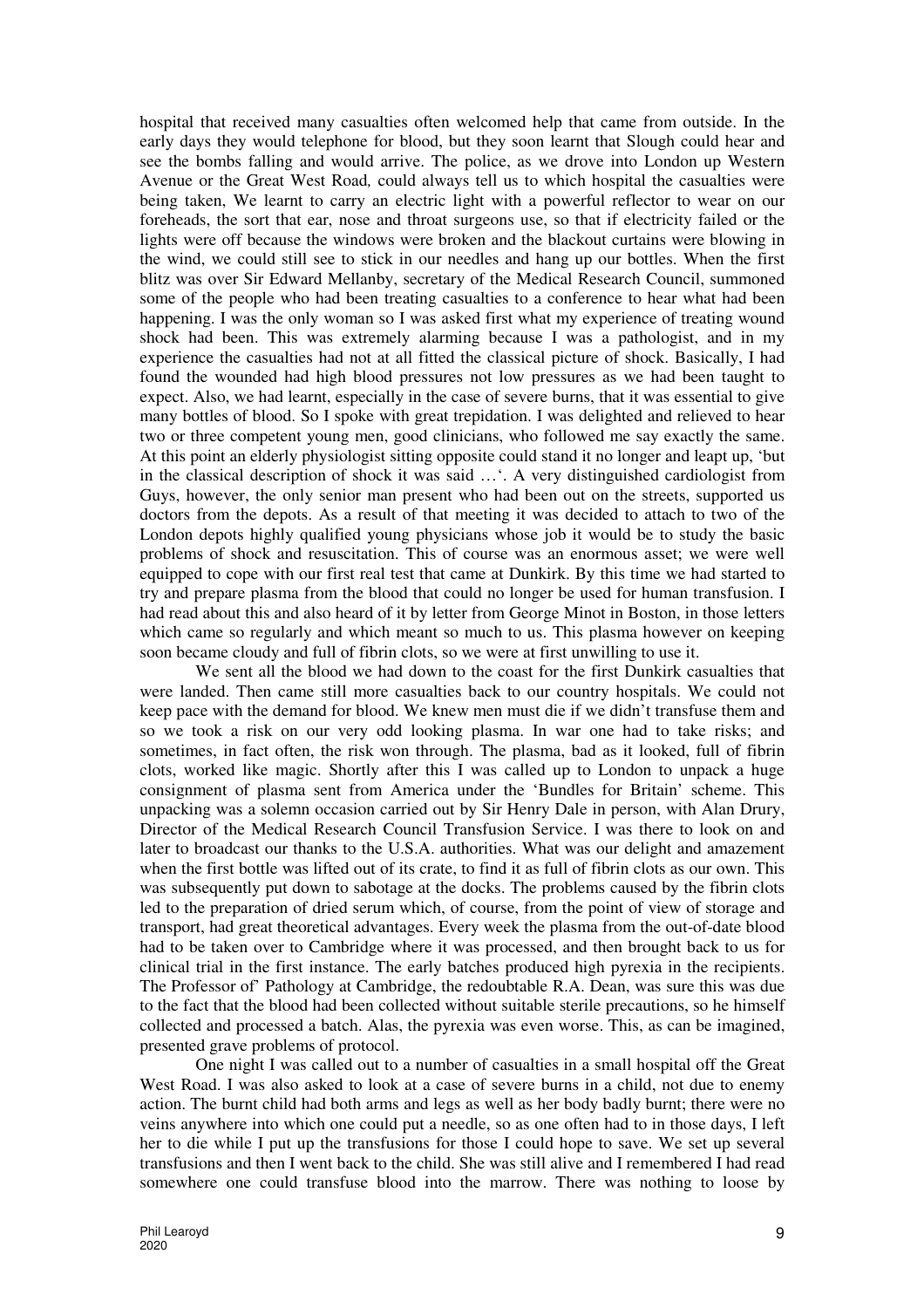hospital that received many casualties often welcomed help that came from outside. In the early days they would telephone for blood, but they soon learnt that Slough could hear and see the bombs falling and would arrive. The police, as we drove into London up Western Avenue or the Great West Road*,* could always tell us to which hospital the casualties were being taken, We learnt to carry an electric light with a powerful reflector to wear on our foreheads, the sort that ear, nose and throat surgeons use, so that if electricity failed or the lights were off because the windows were broken and the blackout curtains were blowing in the wind, we could still see to stick in our needles and hang up our bottles. When the first blitz was over Sir Edward Mellanby, secretary of the Medical Research Council, summoned some of the people who had been treating casualties to a conference to hear what had been happening. I was the only woman so I was asked first what my experience of treating wound shock had been. This was extremely alarming because I was a pathologist, and in my experience the casualties had not at all fitted the classical picture of shock. Basically, I had found the wounded had high blood pressures not low pressures as we had been taught to expect. Also, we had learnt, especially in the case of severe burns, that it was essential to give many bottles of blood. So I spoke with great trepidation. I was delighted and relieved to hear two or three competent young men, good clinicians, who followed me say exactly the same. At this point an elderly physiologist sitting opposite could stand it no longer and leapt up, 'but in the classical description of shock it was said …'. A very distinguished cardiologist from Guys, however, the only senior man present who had been out on the streets, supported us doctors from the depots. As a result of that meeting it was decided to attach to two of the London depots highly qualified young physicians whose job it would be to study the basic problems of shock and resuscitation. This of course was an enormous asset; we were well equipped to cope with our first real test that came at Dunkirk. By this time we had started to try and prepare plasma from the blood that could no longer be used for human transfusion. I had read about this and also heard of it by letter from George Minot in Boston, in those letters which came so regularly and which meant so much to us. This plasma however on keeping soon became cloudy and full of fibrin clots, so we were at first unwilling to use it.

We sent all the blood we had down to the coast for the first Dunkirk casualties that were landed. Then came still more casualties back to our country hospitals. We could not keep pace with the demand for blood. We knew men must die if we didn't transfuse them and so we took a risk on our very odd looking plasma. In war one had to take risks; and sometimes, in fact often, the risk won through. The plasma, bad as it looked, full of fibrin clots, worked like magic. Shortly after this I was called up to London to unpack a huge consignment of plasma sent from America under the 'Bundles for Britain' scheme. This unpacking was a solemn occasion carried out by Sir Henry Dale in person, with Alan Drury, Director of the Medical Research Council Transfusion Service. I was there to look on and later to broadcast our thanks to the U.S.A. authorities. What was our delight and amazement when the first bottle was lifted out of its crate, to find it as full of fibrin clots as our own. This was subsequently put down to sabotage at the docks. The problems caused by the fibrin clots led to the preparation of dried serum which, of course, from the point of view of storage and transport, had great theoretical advantages. Every week the plasma from the out-of-date blood had to be taken over to Cambridge where it was processed, and then brought back to us for clinical trial in the first instance. The early batches produced high pyrexia in the recipients. The Professor of' Pathology at Cambridge, the redoubtable R.A. Dean, was sure this was due to the fact that the blood had been collected without suitable sterile precautions, so he himself collected and processed a batch. Alas, the pyrexia was even worse. This, as can be imagined, presented grave problems of protocol.

One night I was called out to a number of casualties in a small hospital off the Great West Road. I was also asked to look at a case of severe burns in a child, not due to enemy action. The burnt child had both arms and legs as well as her body badly burnt; there were no veins anywhere into which one could put a needle, so as one often had to in those days, I left her to die while I put up the transfusions for those I could hope to save. We set up several transfusions and then I went back to the child. She was still alive and I remembered I had read somewhere one could transfuse blood into the marrow. There was nothing to loose by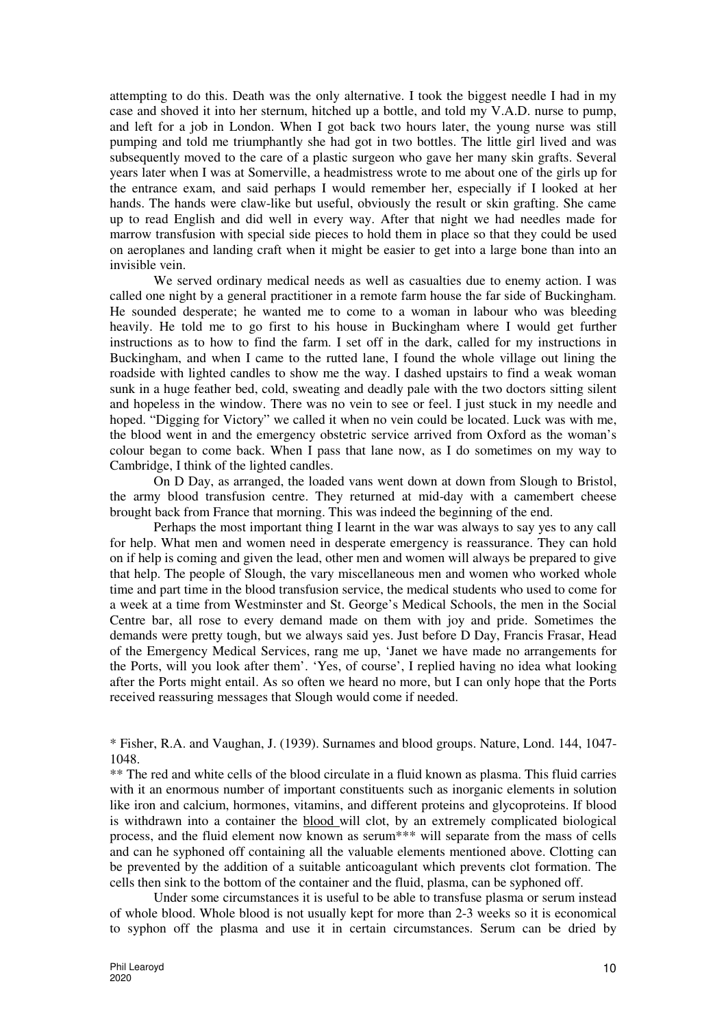attempting to do this. Death was the only alternative. I took the biggest needle I had in my case and shoved it into her sternum, hitched up a bottle, and told my V.A.D. nurse to pump, and left for a job in London. When I got back two hours later, the young nurse was still pumping and told me triumphantly she had got in two bottles. The little girl lived and was subsequently moved to the care of a plastic surgeon who gave her many skin grafts. Several years later when I was at Somerville, a headmistress wrote to me about one of the girls up for the entrance exam, and said perhaps I would remember her, especially if I looked at her hands. The hands were claw-like but useful, obviously the result or skin grafting. She came up to read English and did well in every way. After that night we had needles made for marrow transfusion with special side pieces to hold them in place so that they could be used on aeroplanes and landing craft when it might be easier to get into a large bone than into an invisible vein.

We served ordinary medical needs as well as casualties due to enemy action. I was called one night by a general practitioner in a remote farm house the far side of Buckingham. He sounded desperate; he wanted me to come to a woman in labour who was bleeding heavily. He told me to go first to his house in Buckingham where I would get further instructions as to how to find the farm. I set off in the dark, called for my instructions in Buckingham, and when I came to the rutted lane, I found the whole village out lining the roadside with lighted candles to show me the way. I dashed upstairs to find a weak woman sunk in a huge feather bed, cold, sweating and deadly pale with the two doctors sitting silent and hopeless in the window. There was no vein to see or feel. I just stuck in my needle and hoped. "Digging for Victory" we called it when no vein could be located. Luck was with me, the blood went in and the emergency obstetric service arrived from Oxford as the woman's colour began to come back. When I pass that lane now, as I do sometimes on my way to Cambridge, I think of the lighted candles.

On D Day, as arranged, the loaded vans went down at down from Slough to Bristol, the army blood transfusion centre. They returned at mid-day with a camembert cheese brought back from France that morning. This was indeed the beginning of the end.

Perhaps the most important thing I learnt in the war was always to say yes to any call for help. What men and women need in desperate emergency is reassurance. They can hold on if help is coming and given the lead, other men and women will always be prepared to give that help. The people of Slough, the vary miscellaneous men and women who worked whole time and part time in the blood transfusion service, the medical students who used to come for a week at a time from Westminster and St. George's Medical Schools, the men in the Social Centre bar, all rose to every demand made on them with joy and pride. Sometimes the demands were pretty tough, but we always said yes. Just before D Day, Francis Frasar, Head of the Emergency Medical Services, rang me up, 'Janet we have made no arrangements for the Ports, will you look after them'. 'Yes, of course', I replied having no idea what looking after the Ports might entail. As so often we heard no more, but I can only hope that the Ports received reassuring messages that Slough would come if needed.

\* Fisher, R.A. and Vaughan, J. (1939). Surnames and blood groups. Nature, Lond. 144, 1047-1048.

\*\* The red and white cells of the blood circulate in a fluid known as plasma. This fluid carries with it an enormous number of important constituents such as inorganic elements in solution like iron and calcium, hormones, vitamins, and different proteins and glycoproteins. If blood is withdrawn into a container the <u>blood</u> will clot, by an extremely complicated biological process, and the fluid element now known as serum\*\*\* will separate from the mass of cells and can he syphoned off containing all the valuable elements mentioned above. Clotting can be prevented by the addition of a suitable anticoagulant which prevents clot formation. The cells then sink to the bottom of the container and the fluid, plasma, can be syphoned off.

Under some circumstances it is useful to be able to transfuse plasma or serum instead of whole blood. Whole blood is not usually kept for more than 2-3 weeks so it is economical to syphon off the plasma and use it in certain circumstances. Serum can be dried by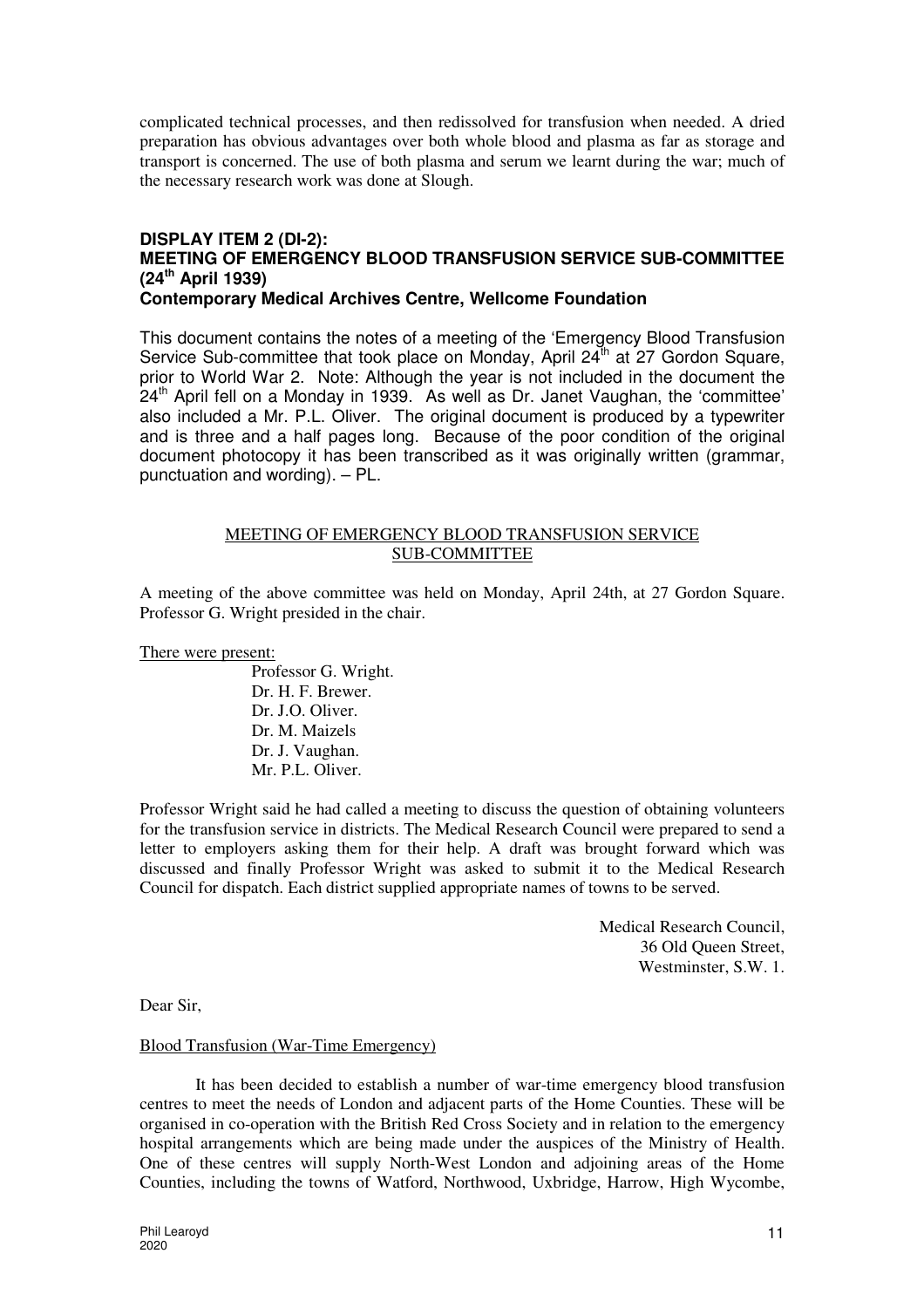complicated technical processes, and then redissolved for transfusion when needed. A dried preparation has obvious advantages over both whole blood and plasma as far as storage and transport is concerned. The use of both plasma and serum we learnt during the war; much of the necessary research work was done at Slough.

## DISPLAY ITEM 2 (DI-2): MEETING OF EMERGENCY BLOOD TRANSFUSION SERVICE SUB-COMMITTEE (24th April 1939)
### Contemporary Medical Archives Centre, Wellcome Foundation

This document contains the notes of a meeting of the 'Emergency Blood Transfusion Service Sub-committee that took place on Monday, April 24th at 27 Gordon Square, prior to World War 2. Note: Although the year is not included in the document the 24th April fell on a Monday in 1939. As well as Dr. Janet Vaughan, the 'committee' also included a Mr. P.L. Oliver. The original document is produced by a typewriter and is three and a half pages long. Because of the poor condition of the original document photocopy it has been transcribed as it was originally written (grammar, punctuation and wording). – PL.

<u>MEETING OF EMERGENCY BLOOD TRANSFUSION SERVICE SUB-COMMITTEE</u>

A meeting of the above committee was held on Monday, April 24th, at 27 Gordon Square. Professor G. Wright presided in the chair.

<u>There were present:</u>

Professor G. Wright.
Dr. H. F. Brewer.
Dr. J.O. Oliver.
Dr. M. Maizels
Dr. J. Vaughan.
Mr. P.L. Oliver.

Professor Wright said he had called a meeting to discuss the question of obtaining volunteers for the transfusion service in districts. The Medical Research Council were prepared to send a letter to employers asking them for their help. A draft was brought forward which was discussed and finally Professor Wright was asked to submit it to the Medical Research Council for dispatch. Each district supplied appropriate names of towns to be served.

Medical Research Council,
36 Old Queen Street,
Westminster, S.W. 1.

Dear Sir,

<u>Blood Transfusion (War-Time Emergency)</u>

It has been decided to establish a number of war-time emergency blood transfusion centres to meet the needs of London and adjacent parts of the Home Counties. These will be organised in co-operation with the British Red Cross Society and in relation to the emergency hospital arrangements which are being made under the auspices of the Ministry of Health. One of these centres will supply North-West London and adjoining areas of the Home Counties, including the towns of Watford, Northwood, Uxbridge, Harrow, High Wycombe,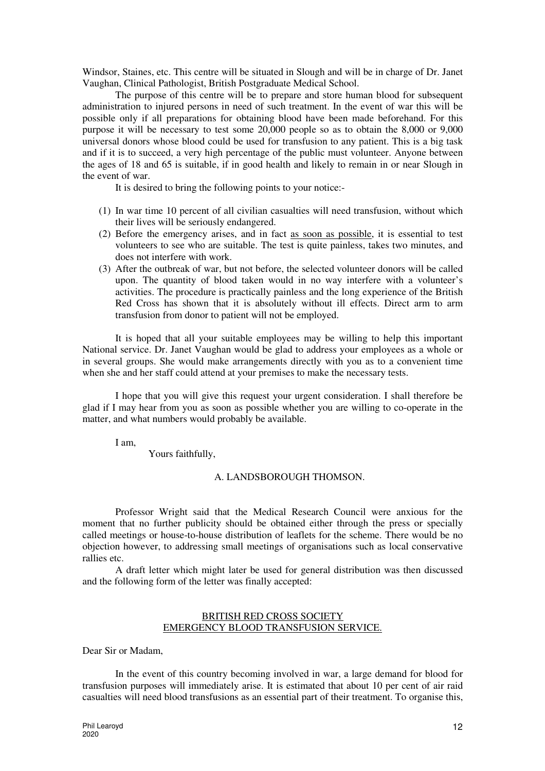Windsor, Staines, etc. This centre will be situated in Slough and will be in charge of Dr. Janet Vaughan, Clinical Pathologist, British Postgraduate Medical School.

The purpose of this centre will be to prepare and store human blood for subsequent administration to injured persons in need of such treatment. In the event of war this will be possible only if all preparations for obtaining blood have been made beforehand. For this purpose it will be necessary to test some 20,000 people so as to obtain the 8,000 or 9,000 universal donors whose blood could be used for transfusion to any patient. This is a big task and if it is to succeed, a very high percentage of the public must volunteer. Anyone between the ages of 18 and 65 is suitable, if in good health and likely to remain in or near Slough in the event of war.

It is desired to bring the following points to your notice:-

(1) In war time 10 percent of all civilian casualties will need transfusion, without which their lives will be seriously endangered.
(2) Before the emergency arises, and in fact as soon as possible, it is essential to test volunteers to see who are suitable. The test is quite painless, takes two minutes, and does not interfere with work.
(3) After the outbreak of war, but not before, the selected volunteer donors will be called upon. The quantity of blood taken would in no way interfere with a volunteer's activities. The procedure is practically painless and the long experience of the British Red Cross has shown that it is absolutely without ill effects. Direct arm to arm transfusion from donor to patient will not be employed.

It is hoped that all your suitable employees may be willing to help this important National service. Dr. Janet Vaughan would be glad to address your employees as a whole or in several groups. She would make arrangements directly with you as to a convenient time when she and her staff could attend at your premises to make the necessary tests.

I hope that you will give this request your urgent consideration. I shall therefore be glad if I may hear from you as soon as possible whether you are willing to co-operate in the matter, and what numbers would probably be available.

I am,

Yours faithfully,

A. LANDSBOROUGH THOMSON.

Professor Wright said that the Medical Research Council were anxious for the moment that no further publicity should be obtained either through the press or specially called meetings or house-to-house distribution of leaflets for the scheme. There would be no objection however, to addressing small meetings of organisations such as local conservative rallies etc.

A draft letter which might later be used for general distribution was then discussed and the following form of the letter was finally accepted:

BRITISH RED CROSS SOCIETY
EMERGENCY BLOOD TRANSFUSION SERVICE.

Dear Sir or Madam,

In the event of this country becoming involved in war, a large demand for blood for transfusion purposes will immediately arise. It is estimated that about 10 per cent of air raid casualties will need blood transfusions as an essential part of their treatment. To organise this,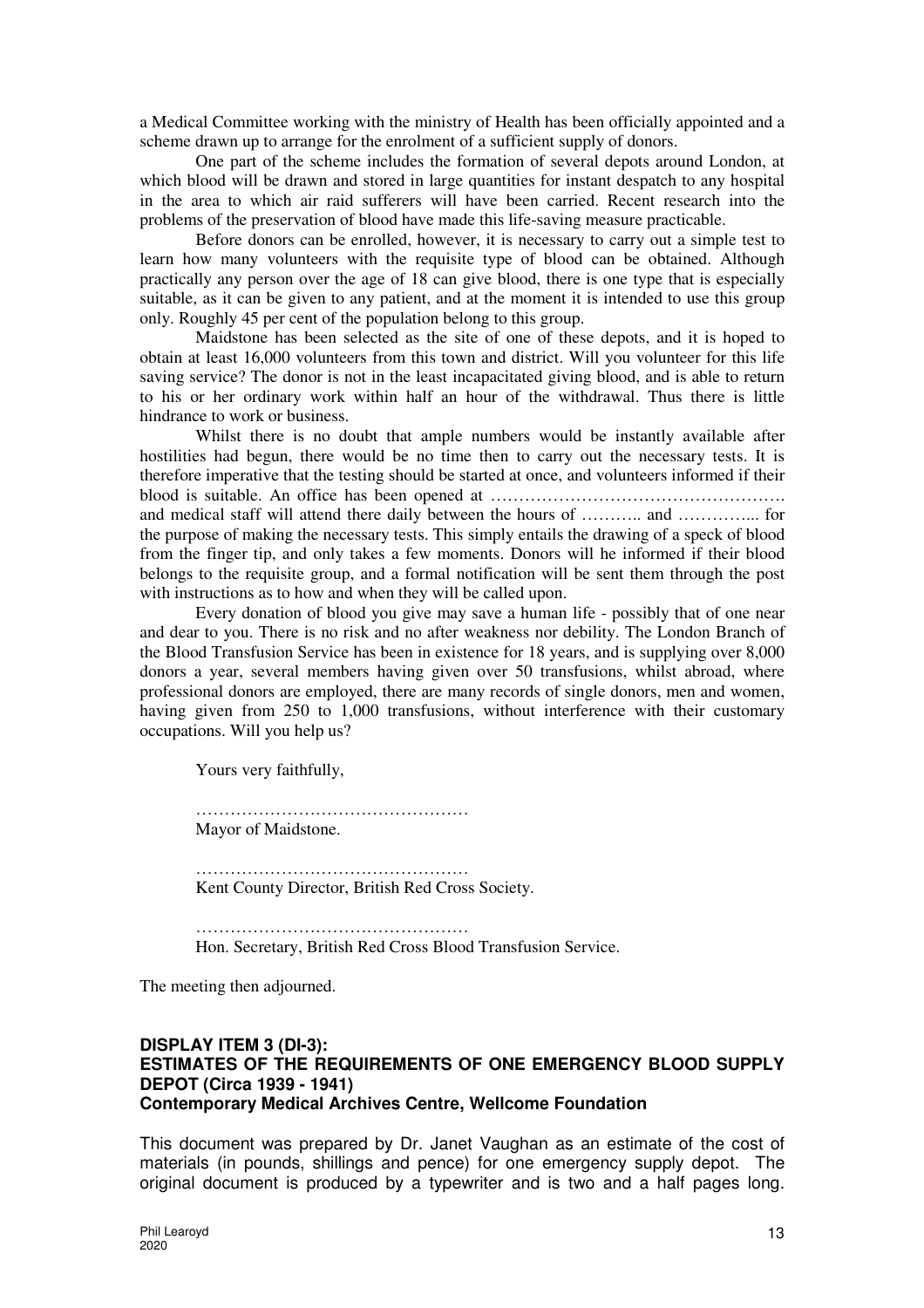a Medical Committee working with the ministry of Health has been officially appointed and a scheme drawn up to arrange for the enrolment of a sufficient supply of donors.

One part of the scheme includes the formation of several depots around London, at which blood will be drawn and stored in large quantities for instant despatch to any hospital in the area to which air raid sufferers will have been carried. Recent research into the problems of the preservation of blood have made this life-saving measure practicable.

Before donors can be enrolled, however, it is necessary to carry out a simple test to learn how many volunteers with the requisite type of blood can be obtained. Although practically any person over the age of 18 can give blood, there is one type that is especially suitable, as it can be given to any patient, and at the moment it is intended to use this group only. Roughly 45 per cent of the population belong to this group.

Maidstone has been selected as the site of one of these depots, and it is hoped to obtain at least 16,000 volunteers from this town and district. Will you volunteer for this life saving service? The donor is not in the least incapacitated giving blood, and is able to return to his or her ordinary work within half an hour of the withdrawal. Thus there is little hindrance to work or business.

Whilst there is no doubt that ample numbers would be instantly available after hostilities had begun, there would be no time then to carry out the necessary tests. It is therefore imperative that the testing should be started at once, and volunteers informed if their blood is suitable. An office has been opened at …………………………………………… and medical staff will attend there daily between the hours of ……….. and …………... for the purpose of making the necessary tests. This simply entails the drawing of a speck of blood from the finger tip, and only takes a few moments. Donors will he informed if their blood belongs to the requisite group, and a formal notification will be sent them through the post with instructions as to how and when they will be called upon.

Every donation of blood you give may save a human life - possibly that of one near and dear to you. There is no risk and no after weakness nor debility. The London Branch of the Blood Transfusion Service has been in existence for 18 years, and is supplying over 8,000 donors a year, several members having given over 50 transfusions, whilst abroad, where professional donors are employed, there are many records of single donors, men and women, having given from 250 to 1,000 transfusions, without interference with their customary occupations. Will you help us?

Yours very faithfully,

…………………………………………
Mayor of Maidstone.

…………………………………………
Kent County Director, British Red Cross Society.

…………………………………………
Hon. Secretary, British Red Cross Blood Transfusion Service.

The meeting then adjourned.

**DISPLAY ITEM 3 (DI-3):**
**ESTIMATES OF THE REQUIREMENTS OF ONE EMERGENCY BLOOD SUPPLY DEPOT (Circa 1939 - 1941)**
**Contemporary Medical Archives Centre, Wellcome Foundation**

This document was prepared by Dr. Janet Vaughan as an estimate of the cost of materials (in pounds, shillings and pence) for one emergency supply depot. The original document is produced by a typewriter and is two and a half pages long.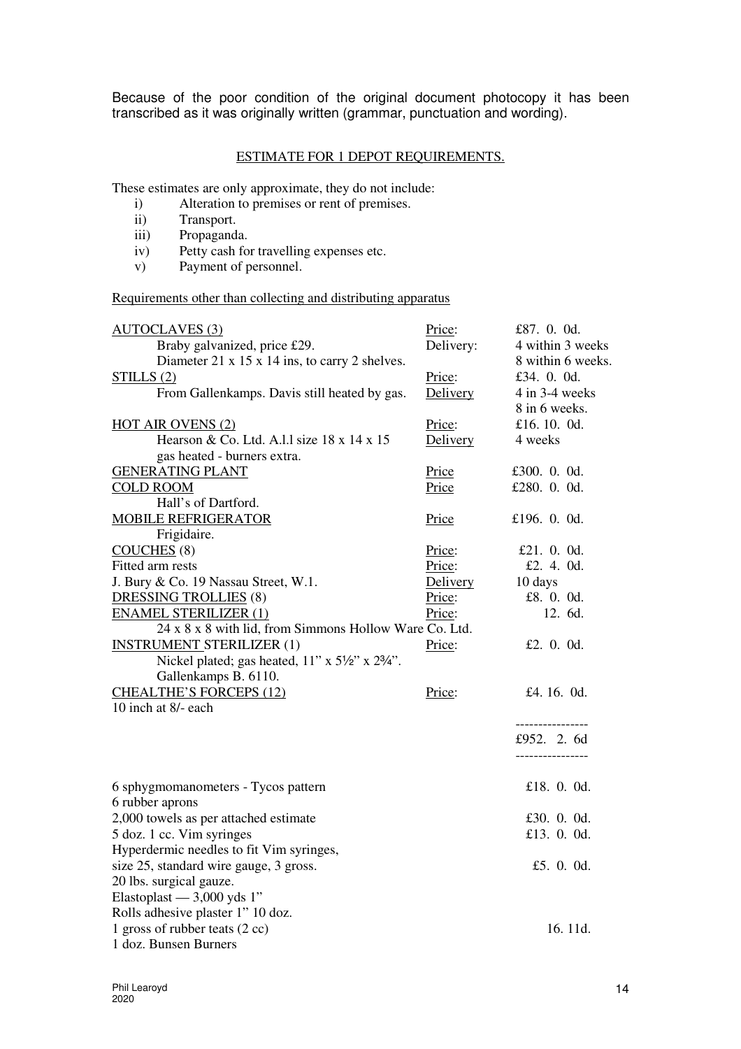Because of the poor condition of the original document photocopy it has been transcribed as it was originally written (grammar, punctuation and wording).

## ESTIMATE FOR 1 DEPOT REQUIREMENTS.

These estimates are only approximate, they do not include:

i) Alteration to premises or rent of premises.
ii) Transport.
iii) Propaganda.
iv) Petty cash for travelling expenses etc.
v) Payment of personnel.

Requirements other than collecting and distributing apparatus

| | | |
|---|---|---|
| AUTOCLAVES (3) | Price: | £87. 0. 0d. |
| Braby galvanized, price £29. | Delivery: | 4 within 3 weeks |
| Diameter 21 x 15 x 14 ins, to carry 2 shelves. | | 8 within 6 weeks. |
| STILLS (2) | Price: | £34. 0. 0d. |
| From Gallenkamps. Davis still heated by gas. | Delivery | 4 in 3-4 weeks |
| | | 8 in 6 weeks. |
| HOT AIR OVENS (2) | Price: | £16. 10. 0d. |
| Hearson & Co. Ltd. A.l.l size 18 x 14 x 15 | Delivery | 4 weeks |
| gas heated - burners extra. | | |
| GENERATING PLANT | Price | £300. 0. 0d. |
| COLD ROOM | Price | £280. 0. 0d. |
| Hall's of Dartford. | | |
| MOBILE REFRIGERATOR | Price | £196. 0. 0d. |
| Frigidaire. | | |
| COUCHES (8) | Price: | £21. 0. 0d. |
| Fitted arm rests | Price: | £2. 4. 0d. |
| J. Bury & Co. 19 Nassau Street, W.1. | Delivery | 10 days |
| DRESSING TROLLIES (8) | Price: | £8. 0. 0d. |
| ENAMEL STERILIZER (1) | Price: | 12. 6d. |
| 24 x 8 x 8 with lid, from Simmons Hollow Ware Co. Ltd. | | |
| INSTRUMENT STERILIZER (1) | Price: | £2. 0. 0d. |
| Nickel plated; gas heated, 11" x 5½" x 2¾". | | |
| Gallenkamps B. 6110. | | |
| CHEALTHE'S FORCEPS (12) | Price: | £4. 16. 0d. |
| 10 inch at 8/- each | | |
| | | £952. 2. 6d |

| | |
|---|---|
| 6 sphygmomanometers - Tycos pattern | £18. 0. 0d. |
| 6 rubber aprons | |
| 2,000 towels as per attached estimate | £30. 0. 0d. |
| 5 doz. 1 cc. Vim syringes | £13. 0. 0d. |
| Hyperdermic needles to fit Vim syringes, | |
| size 25, standard wire gauge, 3 gross. | £5. 0. 0d. |
| 20 lbs. surgical gauze. | |
| Elastoplast — 3,000 yds 1" | |
| Rolls adhesive plaster 1" 10 doz. | |
| 1 gross of rubber teats (2 cc) | 16. 11d. |
| 1 doz. Bunsen Burners | |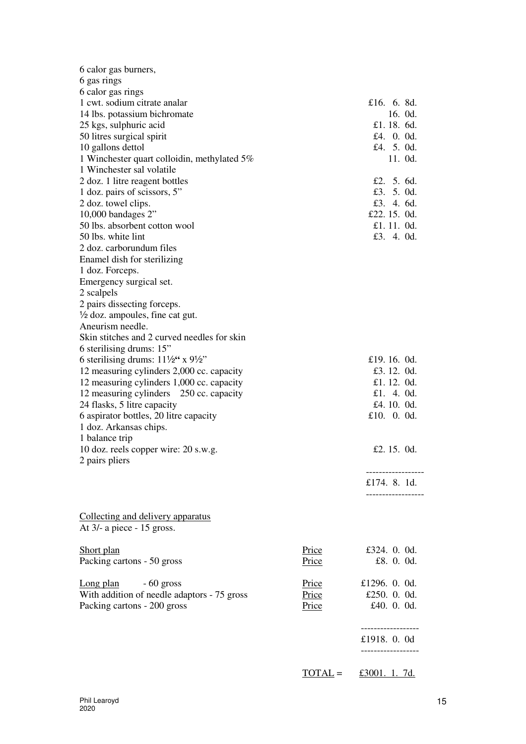| | |
|---|---|
| 6 calor gas burners, | |
| 6 gas rings | |
| 6 calor gas rings | |
| 1 cwt. sodium citrate analar | £16. 6. 8d. |
| 14 lbs. potassium bichromate | 16. 0d. |
| 25 kgs, sulphuric acid | £1. 18. 6d. |
| 50 litres surgical spirit | £4. 0. 0d. |
| 10 gallons dettol | £4. 5. 0d. |
| 1 Winchester quart colloidin, methylated 5% | 11. 0d. |
| 1 Winchester sal volatile | |
| 2 doz. 1 litre reagent bottles | £2. 5. 6d. |
| 1 doz. pairs of scissors, 5" | £3. 5. 0d. |
| 2 doz. towel clips. | £3. 4. 6d. |
| 10,000 bandages 2" | £22. 15. 0d. |
| 50 lbs. absorbent cotton wool | £1. 11. 0d. |
| 50 lbs. white lint | £3. 4. 0d. |
| 2 doz. carborundum files | |
| Enamel dish for sterilizing | |
| 1 doz. Forceps. | |
| Emergency surgical set. | |
| 2 scalpels | |
| 2 pairs dissecting forceps. | |
| ½ doz. ampoules, fine cat gut. | |
| Aneurism needle. | |
| Skin stitches and 2 curved needles for skin | |
| 6 sterilising drums: 15" | |
| 6 sterilising drums: 11½" x 9½" | £19. 16. 0d. |
| 12 measuring cylinders 2,000 cc. capacity | £3. 12. 0d. |
| 12 measuring cylinders 1,000 cc. capacity | £1. 12. 0d. |
| 12 measuring cylinders 250 cc. capacity | £1. 4. 0d. |
| 24 flasks, 5 litre capacity | £4. 10. 0d. |
| 6 aspirator bottles, 20 litre capacity | £10. 0. 0d. |
| 1 doz. Arkansas chips. | |
| 1 balance trip | |
| 10 doz. reels copper wire: 20 s.w.g. | £2. 15. 0d. |
| 2 pairs pliers | |
| | £174. 8. 1d. |

<u>Collecting and delivery apparatus</u>
At 3/- a piece - 15 gross.

| | | |
|---|---|---|
| <u>Short plan</u> | <u>Price</u> | £324. 0. 0d. |
| Packing cartons - 50 gross | <u>Price</u> | £8. 0. 0d. |
| <u>Long plan</u> - 60 gross | <u>Price</u> | £1296. 0. 0d. |
| With addition of needle adaptors - 75 gross | <u>Price</u> | £250. 0. 0d. |
| Packing cartons - 200 gross | <u>Price</u> | £40. 0. 0d. |
| | | £1918. 0. 0d |
| | <u>TOTAL</u> = | <u>£3001. 1. 7d.</u> |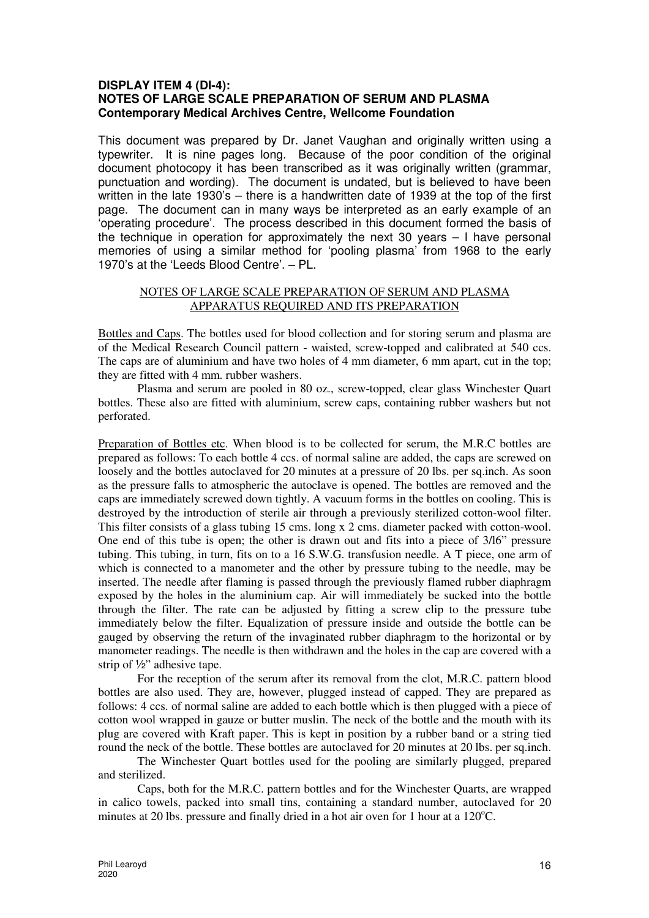**DISPLAY ITEM 4 (DI-4):**
**NOTES OF LARGE SCALE PREPARATION OF SERUM AND PLASMA**
**Contemporary Medical Archives Centre, Wellcome Foundation**

This document was prepared by Dr. Janet Vaughan and originally written using a typewriter. It is nine pages long. Because of the poor condition of the original document photocopy it has been transcribed as it was originally written (grammar, punctuation and wording). The document is undated, but is believed to have been written in the late 1930's – there is a handwritten date of 1939 at the top of the first page. The document can in many ways be interpreted as an early example of an 'operating procedure'. The process described in this document formed the basis of the technique in operation for approximately the next 30 years – I have personal memories of using a similar method for 'pooling plasma' from 1968 to the early 1970's at the 'Leeds Blood Centre'. – PL.

NOTES OF LARGE SCALE PREPARATION OF SERUM AND PLASMA
APPARATUS REQUIRED AND ITS PREPARATION

Bottles and Caps. The bottles used for blood collection and for storing serum and plasma are of the Medical Research Council pattern - waisted, screw-topped and calibrated at 540 ccs. The caps are of aluminium and have two holes of 4 mm diameter, 6 mm apart, cut in the top; they are fitted with 4 mm. rubber washers.

Plasma and serum are pooled in 80 oz., screw-topped, clear glass Winchester Quart bottles. These also are fitted with aluminium, screw caps, containing rubber washers but not perforated.

Preparation of Bottles etc. When blood is to be collected for serum, the M.R.C bottles are prepared as follows: To each bottle 4 ccs. of normal saline are added, the caps are screwed on loosely and the bottles autoclaved for 20 minutes at a pressure of 20 lbs. per sq.inch. As soon as the pressure falls to atmospheric the autoclave is opened. The bottles are removed and the caps are immediately screwed down tightly. A vacuum forms in the bottles on cooling. This is destroyed by the introduction of sterile air through a previously sterilized cotton-wool filter. This filter consists of a glass tubing 15 cms. long x 2 cms. diameter packed with cotton-wool. One end of this tube is open; the other is drawn out and fits into a piece of 3/16" pressure tubing. This tubing, in turn, fits on to a 16 S.W.G. transfusion needle. A T piece, one arm of which is connected to a manometer and the other by pressure tubing to the needle, may be inserted. The needle after flaming is passed through the previously flamed rubber diaphragm exposed by the holes in the aluminium cap. Air will immediately be sucked into the bottle through the filter. The rate can be adjusted by fitting a screw clip to the pressure tube immediately below the filter. Equalization of pressure inside and outside the bottle can be gauged by observing the return of the invaginated rubber diaphragm to the horizontal or by manometer readings. The needle is then withdrawn and the holes in the cap are covered with a strip of ½" adhesive tape.

For the reception of the serum after its removal from the clot, M.R.C. pattern blood bottles are also used. They are, however, plugged instead of capped. They are prepared as follows: 4 ccs. of normal saline are added to each bottle which is then plugged with a piece of cotton wool wrapped in gauze or butter muslin. The neck of the bottle and the mouth with its plug are covered with Kraft paper. This is kept in position by a rubber band or a string tied round the neck of the bottle. These bottles are autoclaved for 20 minutes at 20 lbs. per sq.inch.

The Winchester Quart bottles used for the pooling are similarly plugged, prepared and sterilized.

Caps, both for the M.R.C. pattern bottles and for the Winchester Quarts, are wrapped in calico towels, packed into small tins, containing a standard number, autoclaved for 20 minutes at 20 lbs. pressure and finally dried in a hot air oven for 1 hour at a 120°C.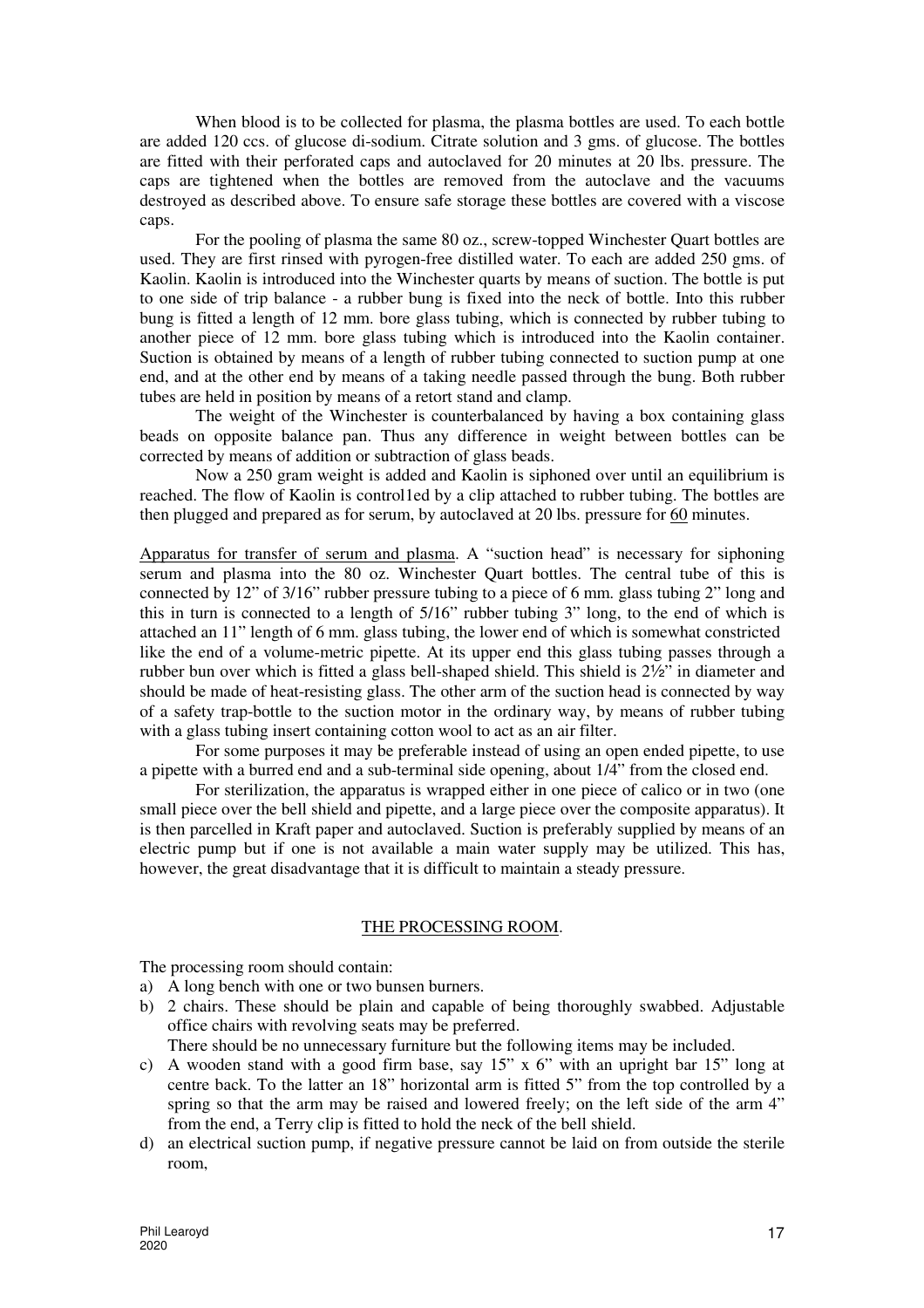When blood is to be collected for plasma, the plasma bottles are used. To each bottle are added 120 ccs. of glucose di-sodium. Citrate solution and 3 gms. of glucose. The bottles are fitted with their perforated caps and autoclaved for 20 minutes at 20 lbs. pressure. The caps are tightened when the bottles are removed from the autoclave and the vacuums destroyed as described above. To ensure safe storage these bottles are covered with a viscose caps.

For the pooling of plasma the same 80 oz., screw-topped Winchester Quart bottles are used. They are first rinsed with pyrogen-free distilled water. To each are added 250 gms. of Kaolin. Kaolin is introduced into the Winchester quarts by means of suction. The bottle is put to one side of trip balance - a rubber bung is fixed into the neck of bottle. Into this rubber bung is fitted a length of 12 mm. bore glass tubing, which is connected by rubber tubing to another piece of 12 mm. bore glass tubing which is introduced into the Kaolin container. Suction is obtained by means of a length of rubber tubing connected to suction pump at one end, and at the other end by means of a taking needle passed through the bung. Both rubber tubes are held in position by means of a retort stand and clamp.

The weight of the Winchester is counterbalanced by having a box containing glass beads on opposite balance pan. Thus any difference in weight between bottles can be corrected by means of addition or subtraction of glass beads.

Now a 250 gram weight is added and Kaolin is siphoned over until an equilibrium is reached. The flow of Kaolin is control1ed by a clip attached to rubber tubing. The bottles are then plugged and prepared as for serum, by autoclaved at 20 lbs. pressure for <u>60</u> minutes.

<u>Apparatus for transfer of serum and plasma</u>. A "suction head" is necessary for siphoning serum and plasma into the 80 oz. Winchester Quart bottles. The central tube of this is connected by 12" of 3/16" rubber pressure tubing to a piece of 6 mm. glass tubing 2" long and this in turn is connected to a length of 5/16" rubber tubing 3" long, to the end of which is attached an 11" length of 6 mm. glass tubing, the lower end of which is somewhat constricted like the end of a volume-metric pipette. At its upper end this glass tubing passes through a rubber bun over which is fitted a glass bell-shaped shield. This shield is 2½" in diameter and should be made of heat-resisting glass. The other arm of the suction head is connected by way of a safety trap-bottle to the suction motor in the ordinary way, by means of rubber tubing with a glass tubing insert containing cotton wool to act as an air filter.

For some purposes it may be preferable instead of using an open ended pipette, to use a pipette with a burred end and a sub-terminal side opening, about 1/4" from the closed end.

For sterilization, the apparatus is wrapped either in one piece of calico or in two (one small piece over the bell shield and pipette, and a large piece over the composite apparatus). It is then parcelled in Kraft paper and autoclaved. Suction is preferably supplied by means of an electric pump but if one is not available a main water supply may be utilized. This has, however, the great disadvantage that it is difficult to maintain a steady pressure.

## <u>THE PROCESSING ROOM</u>.

The processing room should contain:

a) A long bench with one or two bunsen burners.
b) 2 chairs. These should be plain and capable of being thoroughly swabbed. Adjustable office chairs with revolving seats may be preferred.
   There should be no unnecessary furniture but the following items may be included.
c) A wooden stand with a good firm base, say 15" x 6" with an upright bar 15" long at centre back. To the latter an 18" horizontal arm is fitted 5" from the top controlled by a spring so that the arm may be raised and lowered freely; on the left side of the arm 4" from the end, a Terry clip is fitted to hold the neck of the bell shield.
d) an electrical suction pump, if negative pressure cannot be laid on from outside the sterile room,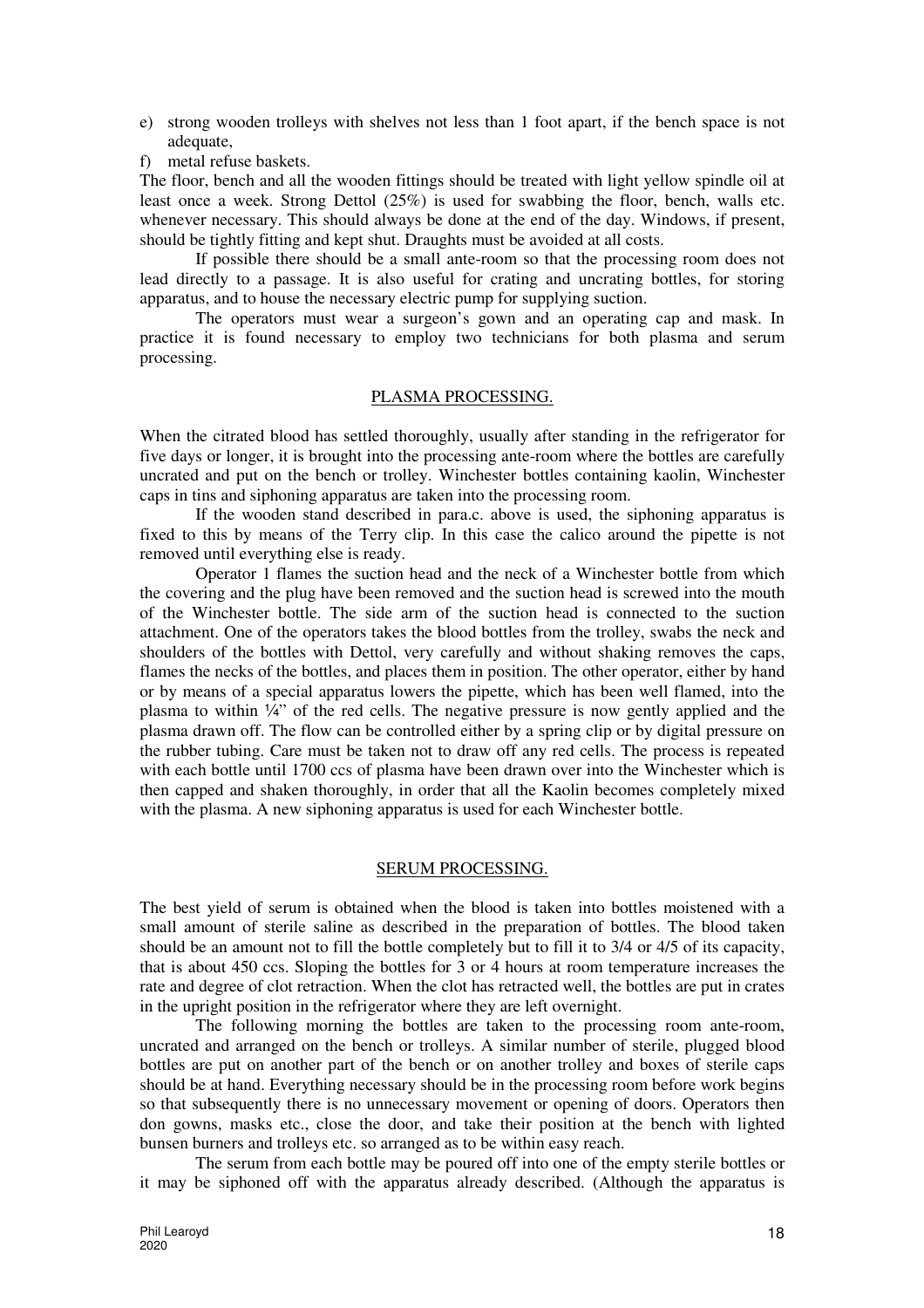e) strong wooden trolleys with shelves not less than 1 foot apart, if the bench space is not adequate,
f) metal refuse baskets.

The floor, bench and all the wooden fittings should be treated with light yellow spindle oil at least once a week. Strong Dettol (25%) is used for swabbing the floor, bench, walls etc. whenever necessary. This should always be done at the end of the day. Windows, if present, should be tightly fitting and kept shut. Draughts must be avoided at all costs.

If possible there should be a small ante-room so that the processing room does not lead directly to a passage. It is also useful for crating and uncrating bottles, for storing apparatus, and to house the necessary electric pump for supplying suction.

The operators must wear a surgeon's gown and an operating cap and mask. In practice it is found necessary to employ two technicians for both plasma and serum processing.

## PLASMA PROCESSING.

When the citrated blood has settled thoroughly, usually after standing in the refrigerator for five days or longer, it is brought into the processing ante-room where the bottles are carefully uncrated and put on the bench or trolley. Winchester bottles containing kaolin, Winchester caps in tins and siphoning apparatus are taken into the processing room.

If the wooden stand described in para.c. above is used, the siphoning apparatus is fixed to this by means of the Terry clip. In this case the calico around the pipette is not removed until everything else is ready.

Operator 1 flames the suction head and the neck of a Winchester bottle from which the covering and the plug have been removed and the suction head is screwed into the mouth of the Winchester bottle. The side arm of the suction head is connected to the suction attachment. One of the operators takes the blood bottles from the trolley, swabs the neck and shoulders of the bottles with Dettol, very carefully and without shaking removes the caps, flames the necks of the bottles, and places them in position. The other operator, either by hand or by means of a special apparatus lowers the pipette, which has been well flamed, into the plasma to within ¼" of the red cells. The negative pressure is now gently applied and the plasma drawn off. The flow can be controlled either by a spring clip or by digital pressure on the rubber tubing. Care must be taken not to draw off any red cells. The process is repeated with each bottle until 1700 ccs of plasma have been drawn over into the Winchester which is then capped and shaken thoroughly, in order that all the Kaolin becomes completely mixed with the plasma. A new siphoning apparatus is used for each Winchester bottle.

## SERUM PROCESSING.

The best yield of serum is obtained when the blood is taken into bottles moistened with a small amount of sterile saline as described in the preparation of bottles. The blood taken should be an amount not to fill the bottle completely but to fill it to 3/4 or 4/5 of its capacity, that is about 450 ccs. Sloping the bottles for 3 or 4 hours at room temperature increases the rate and degree of clot retraction. When the clot has retracted well, the bottles are put in crates in the upright position in the refrigerator where they are left overnight.

The following morning the bottles are taken to the processing room ante-room, uncrated and arranged on the bench or trolleys. A similar number of sterile, plugged blood bottles are put on another part of the bench or on another trolley and boxes of sterile caps should be at hand. Everything necessary should be in the processing room before work begins so that subsequently there is no unnecessary movement or opening of doors. Operators then don gowns, masks etc., close the door, and take their position at the bench with lighted bunsen burners and trolleys etc. so arranged as to be within easy reach.

The serum from each bottle may be poured off into one of the empty sterile bottles or it may be siphoned off with the apparatus already described. (Although the apparatus is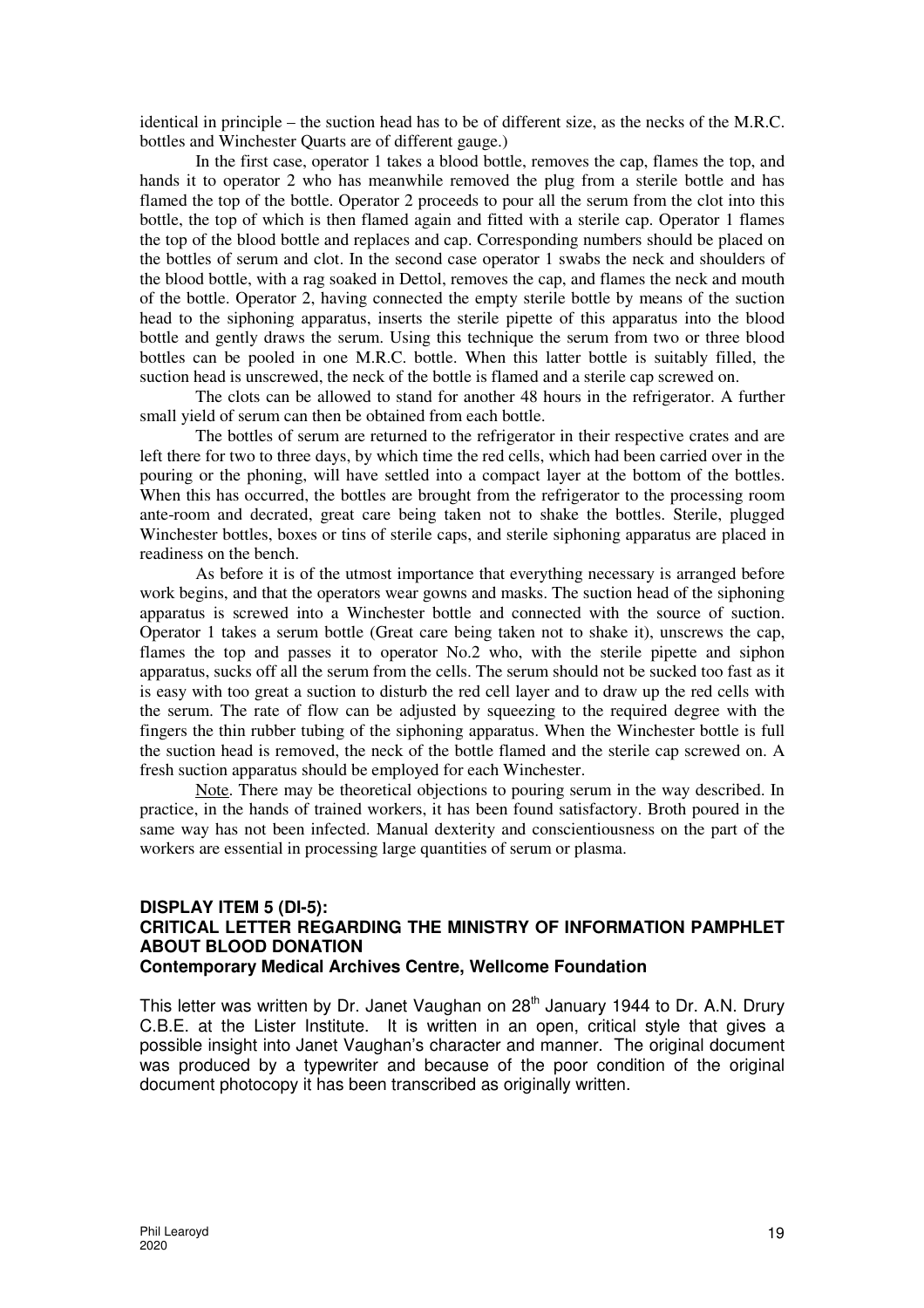identical in principle – the suction head has to be of different size, as the necks of the M.R.C. bottles and Winchester Quarts are of different gauge.)

In the first case, operator 1 takes a blood bottle, removes the cap, flames the top, and hands it to operator 2 who has meanwhile removed the plug from a sterile bottle and has flamed the top of the bottle. Operator 2 proceeds to pour all the serum from the clot into this bottle, the top of which is then flamed again and fitted with a sterile cap. Operator 1 flames the top of the blood bottle and replaces and cap. Corresponding numbers should be placed on the bottles of serum and clot. In the second case operator 1 swabs the neck and shoulders of the blood bottle, with a rag soaked in Dettol, removes the cap, and flames the neck and mouth of the bottle. Operator 2, having connected the empty sterile bottle by means of the suction head to the siphoning apparatus, inserts the sterile pipette of this apparatus into the blood bottle and gently draws the serum. Using this technique the serum from two or three blood bottles can be pooled in one M.R.C. bottle. When this latter bottle is suitably filled, the suction head is unscrewed, the neck of the bottle is flamed and a sterile cap screwed on.

The clots can be allowed to stand for another 48 hours in the refrigerator. A further small yield of serum can then be obtained from each bottle.

The bottles of serum are returned to the refrigerator in their respective crates and are left there for two to three days, by which time the red cells, which had been carried over in the pouring or the phoning, will have settled into a compact layer at the bottom of the bottles. When this has occurred, the bottles are brought from the refrigerator to the processing room ante-room and decrated, great care being taken not to shake the bottles. Sterile, plugged Winchester bottles, boxes or tins of sterile caps, and sterile siphoning apparatus are placed in readiness on the bench.

As before it is of the utmost importance that everything necessary is arranged before work begins, and that the operators wear gowns and masks. The suction head of the siphoning apparatus is screwed into a Winchester bottle and connected with the source of suction. Operator 1 takes a serum bottle (Great care being taken not to shake it), unscrews the cap, flames the top and passes it to operator No.2 who, with the sterile pipette and siphon apparatus, sucks off all the serum from the cells. The serum should not be sucked too fast as it is easy with too great a suction to disturb the red cell layer and to draw up the red cells with the serum. The rate of flow can be adjusted by squeezing to the required degree with the fingers the thin rubber tubing of the siphoning apparatus. When the Winchester bottle is full the suction head is removed, the neck of the bottle flamed and the sterile cap screwed on. A fresh suction apparatus should be employed for each Winchester.

<u>Note</u>. There may be theoretical objections to pouring serum in the way described. In practice, in the hands of trained workers, it has been found satisfactory. Broth poured in the same way has not been infected. Manual dexterity and conscientiousness on the part of the workers are essential in processing large quantities of serum or plasma.

## DISPLAY ITEM 5 (DI-5): CRITICAL LETTER REGARDING THE MINISTRY OF INFORMATION PAMPHLET ABOUT BLOOD DONATION

**Contemporary Medical Archives Centre, Wellcome Foundation**

This letter was written by Dr. Janet Vaughan on 28th January 1944 to Dr. A.N. Drury C.B.E. at the Lister Institute. It is written in an open, critical style that gives a possible insight into Janet Vaughan's character and manner. The original document was produced by a typewriter and because of the poor condition of the original document photocopy it has been transcribed as originally written.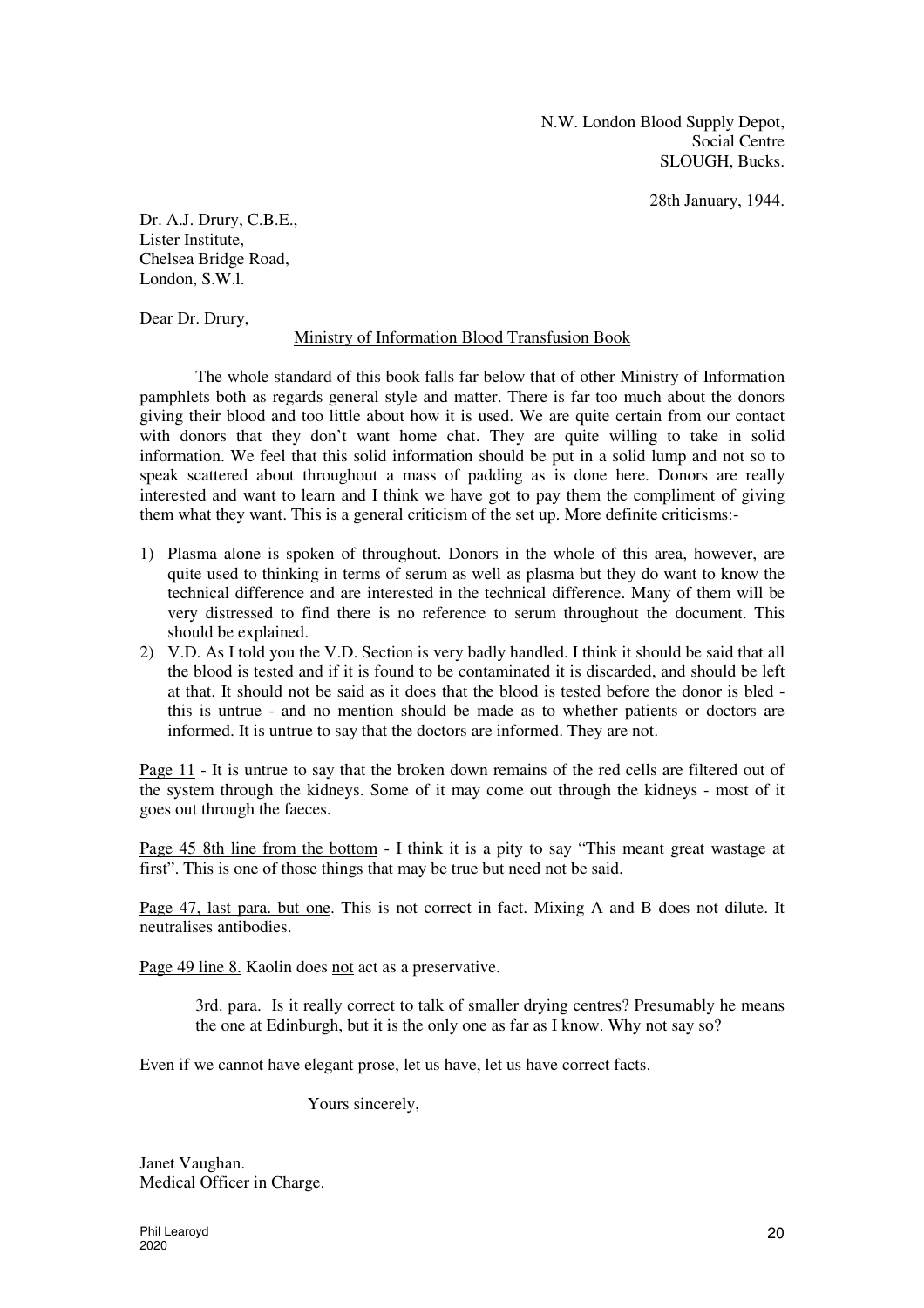N.W. London Blood Supply Depot,
Social Centre
SLOUGH, Bucks.

28th January, 1944.

Dr. A.J. Drury, C.B.E.,
Lister Institute,
Chelsea Bridge Road,
London, S.W.l.

Dear Dr. Drury,

<u>Ministry of Information Blood Transfusion Book</u>

The whole standard of this book falls far below that of other Ministry of Information pamphlets both as regards general style and matter. There is far too much about the donors giving their blood and too little about how it is used. We are quite certain from our contact with donors that they don't want home chat. They are quite willing to take in solid information. We feel that this solid information should be put in a solid lump and not so to speak scattered about throughout a mass of padding as is done here. Donors are really interested and want to learn and I think we have got to pay them the compliment of giving them what they want. This is a general criticism of the set up. More definite criticisms:-

1) Plasma alone is spoken of throughout. Donors in the whole of this area, however, are quite used to thinking in terms of serum as well as plasma but they do want to know the technical difference and are interested in the technical difference. Many of them will be very distressed to find there is no reference to serum throughout the document. This should be explained.
2) V.D. As I told you the V.D. Section is very badly handled. I think it should be said that all the blood is tested and if it is found to be contaminated it is discarded, and should be left at that. It should not be said as it does that the blood is tested before the donor is bled - this is untrue - and no mention should be made as to whether patients or doctors are informed. It is untrue to say that the doctors are informed. They are not.

<u>Page 11</u> - It is untrue to say that the broken down remains of the red cells are filtered out of the system through the kidneys. Some of it may come out through the kidneys - most of it goes out through the faeces.

<u>Page 45 8th line from the bottom</u> - I think it is a pity to say "This meant great wastage at first". This is one of those things that may be true but need not be said.

<u>Page 47, last para. but one</u>. This is not correct in fact. Mixing A and B does not dilute. It neutralises antibodies.

<u>Page 49 line 8.</u> Kaolin does <u>not</u> act as a preservative.

3rd. para. Is it really correct to talk of smaller drying centres? Presumably he means the one at Edinburgh, but it is the only one as far as I know. Why not say so?

Even if we cannot have elegant prose, let us have, let us have correct facts.

Yours sincerely,

Janet Vaughan.
Medical Officer in Charge.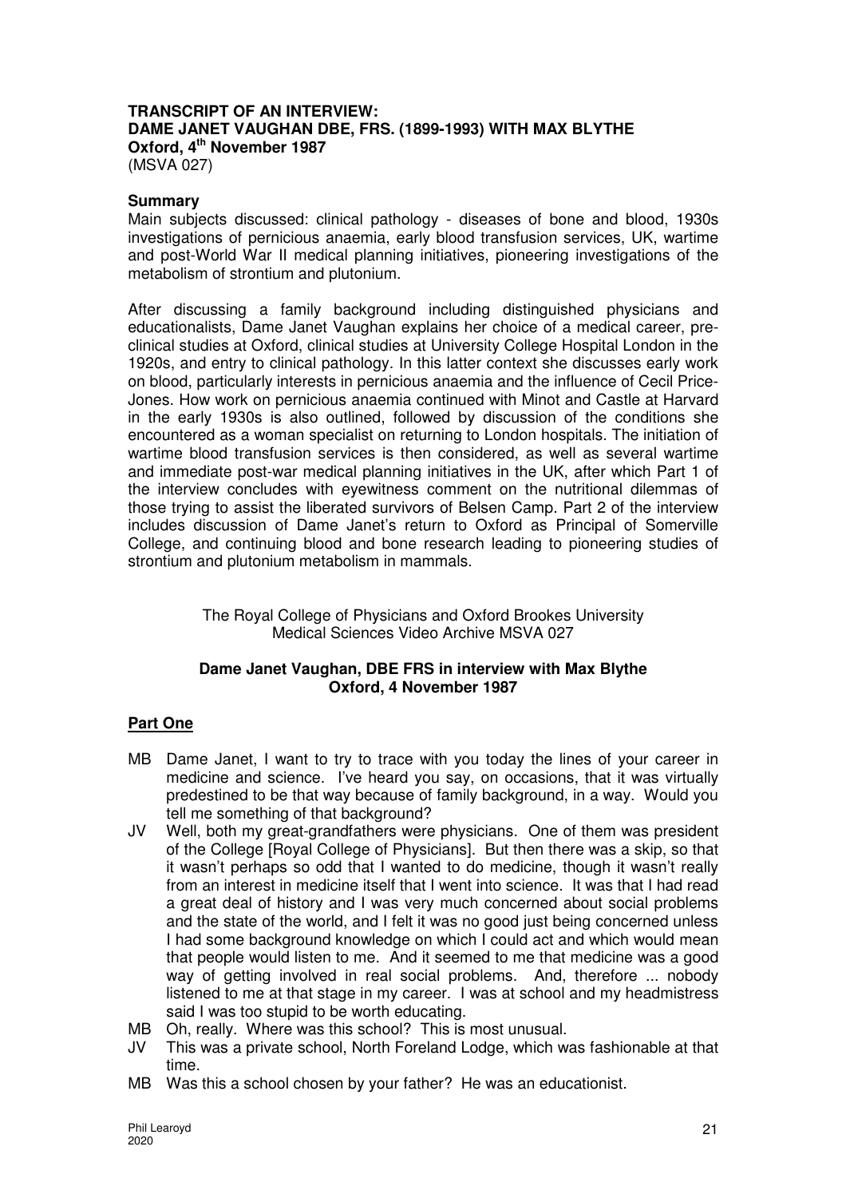# TRANSCRIPT OF AN INTERVIEW: DAME JANET VAUGHAN DBE, FRS. (1899-1993) WITH MAX BLYTHE

**Oxford, 4th November 1987**

(MSVA 027)

## Summary

Main subjects discussed: clinical pathology - diseases of bone and blood, 1930s investigations of pernicious anaemia, early blood transfusion services, UK, wartime and post-World War II medical planning initiatives, pioneering investigations of the metabolism of strontium and plutonium.

After discussing a family background including distinguished physicians and educationalists, Dame Janet Vaughan explains her choice of a medical career, pre-clinical studies at Oxford, clinical studies at University College Hospital London in the 1920s, and entry to clinical pathology. In this latter context she discusses early work on blood, particularly interests in pernicious anaemia and the influence of Cecil Price-Jones. How work on pernicious anaemia continued with Minot and Castle at Harvard in the early 1930s is also outlined, followed by discussion of the conditions she encountered as a woman specialist on returning to London hospitals. The initiation of wartime blood transfusion services is then considered, as well as several wartime and immediate post-war medical planning initiatives in the UK, after which Part 1 of the interview concludes with eyewitness comment on the nutritional dilemmas of those trying to assist the liberated survivors of Belsen Camp. Part 2 of the interview includes discussion of Dame Janet's return to Oxford as Principal of Somerville College, and continuing blood and bone research leading to pioneering studies of strontium and plutonium metabolism in mammals.

The Royal College of Physicians and Oxford Brookes University
Medical Sciences Video Archive MSVA 027

**Dame Janet Vaughan, DBE FRS in interview with Max Blythe**
**Oxford, 4 November 1987**

## Part One

MB Dame Janet, I want to try to trace with you today the lines of your career in medicine and science. I've heard you say, on occasions, that it was virtually predestined to be that way because of family background, in a way. Would you tell me something of that background?

JV Well, both my great-grandfathers were physicians. One of them was president of the College [Royal College of Physicians]. But then there was a skip, so that it wasn't perhaps so odd that I wanted to do medicine, though it wasn't really from an interest in medicine itself that I went into science. It was that I had read a great deal of history and I was very much concerned about social problems and the state of the world, and I felt it was no good just being concerned unless I had some background knowledge on which I could act and which would mean that people would listen to me. And it seemed to me that medicine was a good way of getting involved in real social problems. And, therefore ... nobody listened to me at that stage in my career. I was at school and my headmistress said I was too stupid to be worth educating.

MB Oh, really. Where was this school? This is most unusual.

JV This was a private school, North Foreland Lodge, which was fashionable at that time.

MB Was this a school chosen by your father? He was an educationist.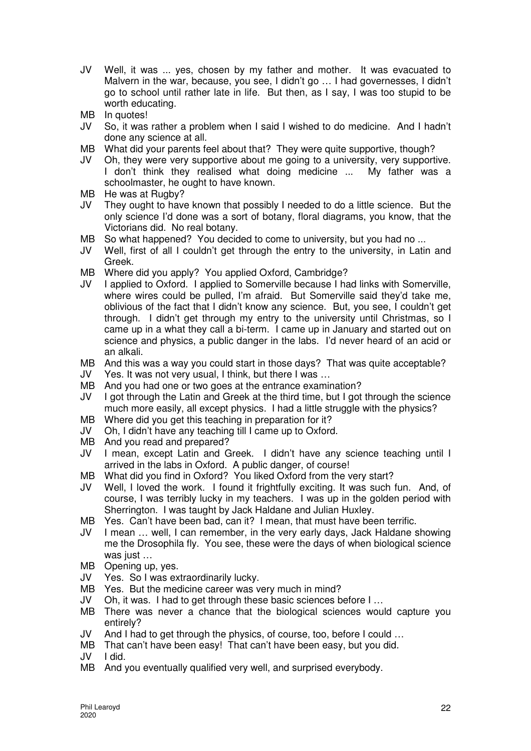JV Well, it was ... yes, chosen by my father and mother. It was evacuated to Malvern in the war, because, you see, I didn't go … I had governesses, I didn't go to school until rather late in life. But then, as I say, I was too stupid to be worth educating.

MB In quotes!

JV So, it was rather a problem when I said I wished to do medicine. And I hadn't done any science at all.

MB What did your parents feel about that? They were quite supportive, though?

JV Oh, they were very supportive about me going to a university, very supportive. I don't think they realised what doing medicine ... My father was a schoolmaster, he ought to have known.

MB He was at Rugby?

JV They ought to have known that possibly I needed to do a little science. But the only science I'd done was a sort of botany, floral diagrams, you know, that the Victorians did. No real botany.

MB So what happened? You decided to come to university, but you had no ...

JV Well, first of all I couldn't get through the entry to the university, in Latin and Greek.

MB Where did you apply? You applied Oxford, Cambridge?

JV I applied to Oxford. I applied to Somerville because I had links with Somerville, where wires could be pulled, I'm afraid. But Somerville said they'd take me, oblivious of the fact that I didn't know any science. But, you see, I couldn't get through. I didn't get through my entry to the university until Christmas, so I came up in a what they call a bi-term. I came up in January and started out on science and physics, a public danger in the labs. I'd never heard of an acid or an alkali.

MB And this was a way you could start in those days? That was quite acceptable?

JV Yes. It was not very usual, I think, but there I was …

MB And you had one or two goes at the entrance examination?

JV I got through the Latin and Greek at the third time, but I got through the science much more easily, all except physics. I had a little struggle with the physics?

MB Where did you get this teaching in preparation for it?

JV Oh, I didn't have any teaching till I came up to Oxford.

MB And you read and prepared?

JV I mean, except Latin and Greek. I didn't have any science teaching until I arrived in the labs in Oxford. A public danger, of course!

MB What did you find in Oxford? You liked Oxford from the very start?

JV Well, I loved the work. I found it frightfully exciting. It was such fun. And, of course, I was terribly lucky in my teachers. I was up in the golden period with Sherrington. I was taught by Jack Haldane and Julian Huxley.

MB Yes. Can't have been bad, can it? I mean, that must have been terrific.

JV I mean … well, I can remember, in the very early days, Jack Haldane showing me the Drosophila fly. You see, these were the days of when biological science was just …

MB Opening up, yes.

JV Yes. So I was extraordinarily lucky.

MB Yes. But the medicine career was very much in mind?

JV Oh, it was. I had to get through these basic sciences before I …

MB There was never a chance that the biological sciences would capture you entirely?

JV And I had to get through the physics, of course, too, before I could …

MB That can't have been easy! That can't have been easy, but you did.

JV I did.

MB And you eventually qualified very well, and surprised everybody.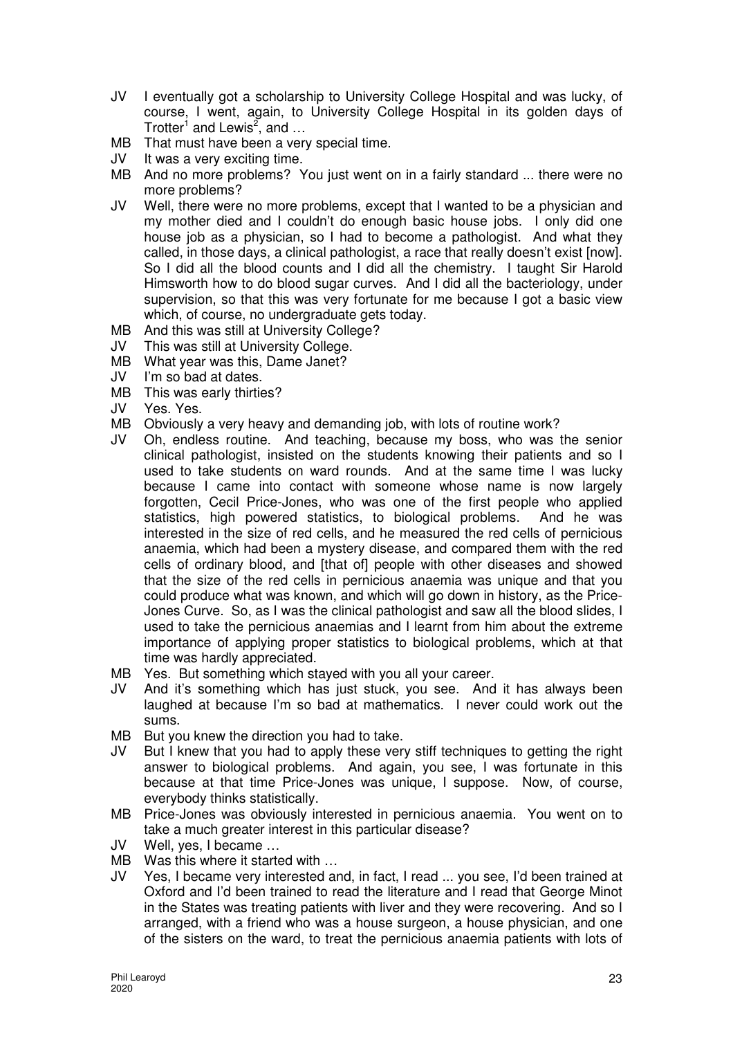JV I eventually got a scholarship to University College Hospital and was lucky, of course, I went, again, to University College Hospital in its golden days of Trotter[1] and Lewis[2], and …

MB That must have been a very special time.

JV It was a very exciting time.

MB And no more problems? You just went on in a fairly standard ... there were no more problems?

JV Well, there were no more problems, except that I wanted to be a physician and my mother died and I couldn't do enough basic house jobs. I only did one house job as a physician, so I had to become a pathologist. And what they called, in those days, a clinical pathologist, a race that really doesn't exist [now]. So I did all the blood counts and I did all the chemistry. I taught Sir Harold Himsworth how to do blood sugar curves. And I did all the bacteriology, under supervision, so that this was very fortunate for me because I got a basic view which, of course, no undergraduate gets today.

MB And this was still at University College?

JV This was still at University College.

MB What year was this, Dame Janet?

JV I'm so bad at dates.

MB This was early thirties?

JV Yes. Yes.

MB Obviously a very heavy and demanding job, with lots of routine work?

JV Oh, endless routine. And teaching, because my boss, who was the senior clinical pathologist, insisted on the students knowing their patients and so I used to take students on ward rounds. And at the same time I was lucky because I came into contact with someone whose name is now largely forgotten, Cecil Price-Jones, who was one of the first people who applied statistics, high powered statistics, to biological problems. And he was interested in the size of red cells, and he measured the red cells of pernicious anaemia, which had been a mystery disease, and compared them with the red cells of ordinary blood, and [that of] people with other diseases and showed that the size of the red cells in pernicious anaemia was unique and that you could produce what was known, and which will go down in history, as the Price-Jones Curve. So, as I was the clinical pathologist and saw all the blood slides, I used to take the pernicious anaemias and I learnt from him about the extreme importance of applying proper statistics to biological problems, which at that time was hardly appreciated.

MB Yes. But something which stayed with you all your career.

JV And it's something which has just stuck, you see. And it has always been laughed at because I'm so bad at mathematics. I never could work out the sums.

MB But you knew the direction you had to take.

JV But I knew that you had to apply these very stiff techniques to getting the right answer to biological problems. And again, you see, I was fortunate in this because at that time Price-Jones was unique, I suppose. Now, of course, everybody thinks statistically.

MB Price-Jones was obviously interested in pernicious anaemia. You went on to take a much greater interest in this particular disease?

JV Well, yes, I became …

MB Was this where it started with …

JV Yes, I became very interested and, in fact, I read ... you see, I'd been trained at Oxford and I'd been trained to read the literature and I read that George Minot in the States was treating patients with liver and they were recovering. And so I arranged, with a friend who was a house surgeon, a house physician, and one of the sisters on the ward, to treat the pernicious anaemia patients with lots of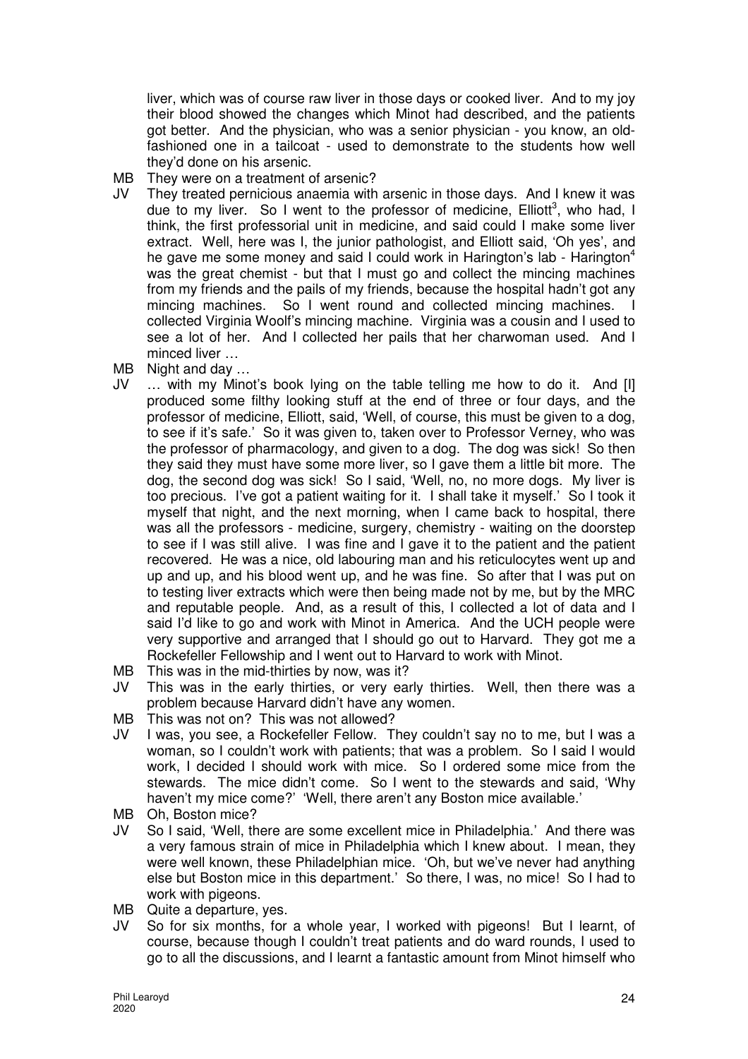liver, which was of course raw liver in those days or cooked liver. And to my joy their blood showed the changes which Minot had described, and the patients got better. And the physician, who was a senior physician - you know, an old-fashioned one in a tailcoat - used to demonstrate to the students how well they'd done on his arsenic.

MB They were on a treatment of arsenic?

JV They treated pernicious anaemia with arsenic in those days. And I knew it was due to my liver. So I went to the professor of medicine, Elliott[3], who had, I think, the first professorial unit in medicine, and said could I make some liver extract. Well, here was I, the junior pathologist, and Elliott said, 'Oh yes', and he gave me some money and said I could work in Harington's lab - Harington[4] was the great chemist - but that I must go and collect the mincing machines from my friends and the pails of my friends, because the hospital hadn't got any mincing machines. So I went round and collected mincing machines. I collected Virginia Woolf's mincing machine. Virginia was a cousin and I used to see a lot of her. And I collected her pails that her charwoman used. And I minced liver …

MB Night and day …

JV … with my Minot's book lying on the table telling me how to do it. And [I] produced some filthy looking stuff at the end of three or four days, and the professor of medicine, Elliott, said, 'Well, of course, this must be given to a dog, to see if it's safe.' So it was given to, taken over to Professor Verney, who was the professor of pharmacology, and given to a dog. The dog was sick! So then they said they must have some more liver, so I gave them a little bit more. The dog, the second dog was sick! So I said, 'Well, no, no more dogs. My liver is too precious. I've got a patient waiting for it. I shall take it myself.' So I took it myself that night, and the next morning, when I came back to hospital, there was all the professors - medicine, surgery, chemistry - waiting on the doorstep to see if I was still alive. I was fine and I gave it to the patient and the patient recovered. He was a nice, old labouring man and his reticulocytes went up and up and up, and his blood went up, and he was fine. So after that I was put on to testing liver extracts which were then being made not by me, but by the MRC and reputable people. And, as a result of this, I collected a lot of data and I said I'd like to go and work with Minot in America. And the UCH people were very supportive and arranged that I should go out to Harvard. They got me a Rockefeller Fellowship and I went out to Harvard to work with Minot.

MB This was in the mid-thirties by now, was it?

JV This was in the early thirties, or very early thirties. Well, then there was a problem because Harvard didn't have any women.

MB This was not on? This was not allowed?

JV I was, you see, a Rockefeller Fellow. They couldn't say no to me, but I was a woman, so I couldn't work with patients; that was a problem. So I said I would work, I decided I should work with mice. So I ordered some mice from the stewards. The mice didn't come. So I went to the stewards and said, 'Why haven't my mice come?' 'Well, there aren't any Boston mice available.'

MB Oh, Boston mice?

JV So I said, 'Well, there are some excellent mice in Philadelphia.' And there was a very famous strain of mice in Philadelphia which I knew about. I mean, they were well known, these Philadelphian mice. 'Oh, but we've never had anything else but Boston mice in this department.' So there, I was, no mice! So I had to work with pigeons.

MB Quite a departure, yes.

JV So for six months, for a whole year, I worked with pigeons! But I learnt, of course, because though I couldn't treat patients and do ward rounds, I used to go to all the discussions, and I learnt a fantastic amount from Minot himself who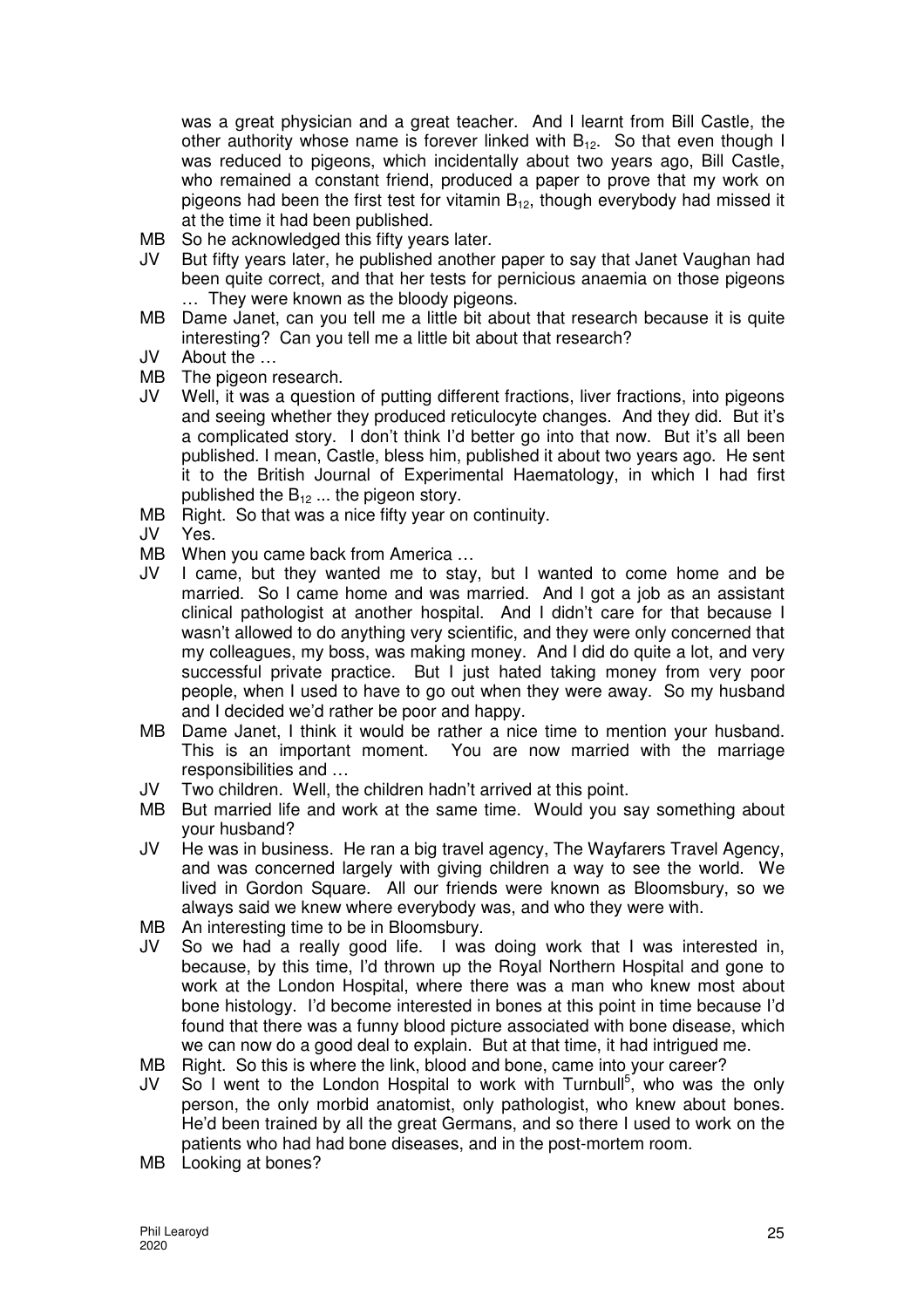was a great physician and a great teacher. And I learnt from Bill Castle, the other authority whose name is forever linked with $B_{12}$. So that even though I was reduced to pigeons, which incidentally about two years ago, Bill Castle, who remained a constant friend, produced a paper to prove that my work on pigeons had been the first test for vitamin $B_{12}$, though everybody had missed it at the time it had been published.

MB So he acknowledged this fifty years later.

JV But fifty years later, he published another paper to say that Janet Vaughan had been quite correct, and that her tests for pernicious anaemia on those pigeons … They were known as the bloody pigeons.

MB Dame Janet, can you tell me a little bit about that research because it is quite interesting? Can you tell me a little bit about that research?

JV About the …

MB The pigeon research.

JV Well, it was a question of putting different fractions, liver fractions, into pigeons and seeing whether they produced reticulocyte changes. And they did. But it's a complicated story. I don't think I'd better go into that now. But it's all been published. I mean, Castle, bless him, published it about two years ago. He sent it to the British Journal of Experimental Haematology, in which I had first published the $B_{12}$ ... the pigeon story.

MB Right. So that was a nice fifty year on continuity.

JV Yes.

MB When you came back from America …

JV I came, but they wanted me to stay, but I wanted to come home and be married. So I came home and was married. And I got a job as an assistant clinical pathologist at another hospital. And I didn't care for that because I wasn't allowed to do anything very scientific, and they were only concerned that my colleagues, my boss, was making money. And I did do quite a lot, and very successful private practice. But I just hated taking money from very poor people, when I used to have to go out when they were away. So my husband and I decided we'd rather be poor and happy.

MB Dame Janet, I think it would be rather a nice time to mention your husband. This is an important moment. You are now married with the marriage responsibilities and …

JV Two children. Well, the children hadn't arrived at this point.

MB But married life and work at the same time. Would you say something about your husband?

JV He was in business. He ran a big travel agency, The Wayfarers Travel Agency, and was concerned largely with giving children a way to see the world. We lived in Gordon Square. All our friends were known as Bloomsbury, so we always said we knew where everybody was, and who they were with.

MB An interesting time to be in Bloomsbury.

JV So we had a really good life. I was doing work that I was interested in, because, by this time, I'd thrown up the Royal Northern Hospital and gone to work at the London Hospital, where there was a man who knew most about bone histology. I'd become interested in bones at this point in time because I'd found that there was a funny blood picture associated with bone disease, which we can now do a good deal to explain. But at that time, it had intrigued me.

MB Right. So this is where the link, blood and bone, came into your career?

JV So I went to the London Hospital to work with Turnbull[5], who was the only person, the only morbid anatomist, only pathologist, who knew about bones. He'd been trained by all the great Germans, and so there I used to work on the patients who had had bone diseases, and in the post-mortem room.

MB Looking at bones?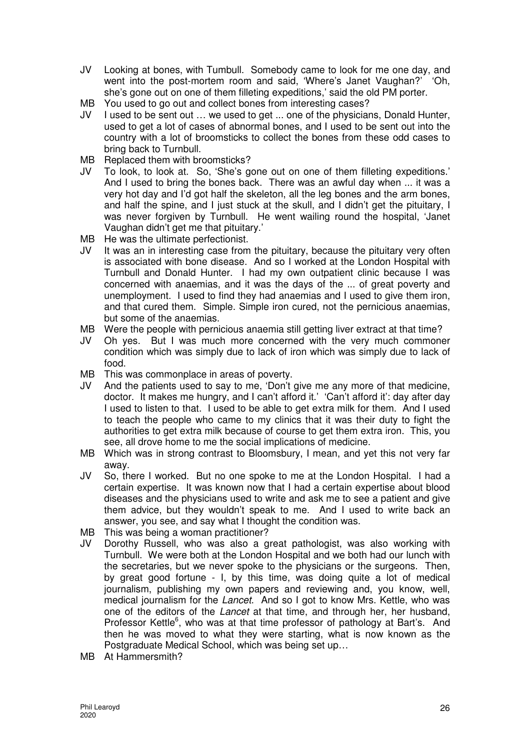JV Looking at bones, with Tumbull. Somebody came to look for me one day, and went into the post-mortem room and said, 'Where's Janet Vaughan?' 'Oh, she's gone out on one of them filleting expeditions,' said the old PM porter.

MB You used to go out and collect bones from interesting cases?

JV I used to be sent out … we used to get ... one of the physicians, Donald Hunter, used to get a lot of cases of abnormal bones, and I used to be sent out into the country with a lot of broomsticks to collect the bones from these odd cases to bring back to Turnbull.

MB Replaced them with broomsticks?

JV To look, to look at. So, 'She's gone out on one of them filleting expeditions.' And I used to bring the bones back. There was an awful day when ... it was a very hot day and I'd got half the skeleton, all the leg bones and the arm bones, and half the spine, and I just stuck at the skull, and I didn't get the pituitary, I was never forgiven by Turnbull. He went wailing round the hospital, 'Janet Vaughan didn't get me that pituitary.'

MB He was the ultimate perfectionist.

JV It was an in interesting case from the pituitary, because the pituitary very often is associated with bone disease. And so I worked at the London Hospital with Turnbull and Donald Hunter. I had my own outpatient clinic because I was concerned with anaemias, and it was the days of the ... of great poverty and unemployment. I used to find they had anaemias and I used to give them iron, and that cured them. Simple. Simple iron cured, not the pernicious anaemias, but some of the anaemias.

MB Were the people with pernicious anaemia still getting liver extract at that time?

JV Oh yes. But I was much more concerned with the very much commoner condition which was simply due to lack of iron which was simply due to lack of food.

MB This was commonplace in areas of poverty.

JV And the patients used to say to me, 'Don't give me any more of that medicine, doctor. It makes me hungry, and I can't afford it.' 'Can't afford it': day after day I used to listen to that. I used to be able to get extra milk for them. And I used to teach the people who came to my clinics that it was their duty to fight the authorities to get extra milk because of course to get them extra iron. This, you see, all drove home to me the social implications of medicine.

MB Which was in strong contrast to Bloomsbury, I mean, and yet this not very far away.

JV So, there I worked. But no one spoke to me at the London Hospital. I had a certain expertise. It was known now that I had a certain expertise about blood diseases and the physicians used to write and ask me to see a patient and give them advice, but they wouldn't speak to me. And I used to write back an answer, you see, and say what I thought the condition was.

MB This was being a woman practitioner?

JV Dorothy Russell, who was also a great pathologist, was also working with Turnbull. We were both at the London Hospital and we both had our lunch with the secretaries, but we never spoke to the physicians or the surgeons. Then, by great good fortune - I, by this time, was doing quite a lot of medical journalism, publishing my own papers and reviewing and, you know, well, medical journalism for the *Lancet*. And so I got to know Mrs. Kettle, who was one of the editors of the *Lancet* at that time, and through her, her husband, Professor Kettle[6], who was at that time professor of pathology at Bart's. And then he was moved to what they were starting, what is now known as the Postgraduate Medical School, which was being set up…

MB At Hammersmith?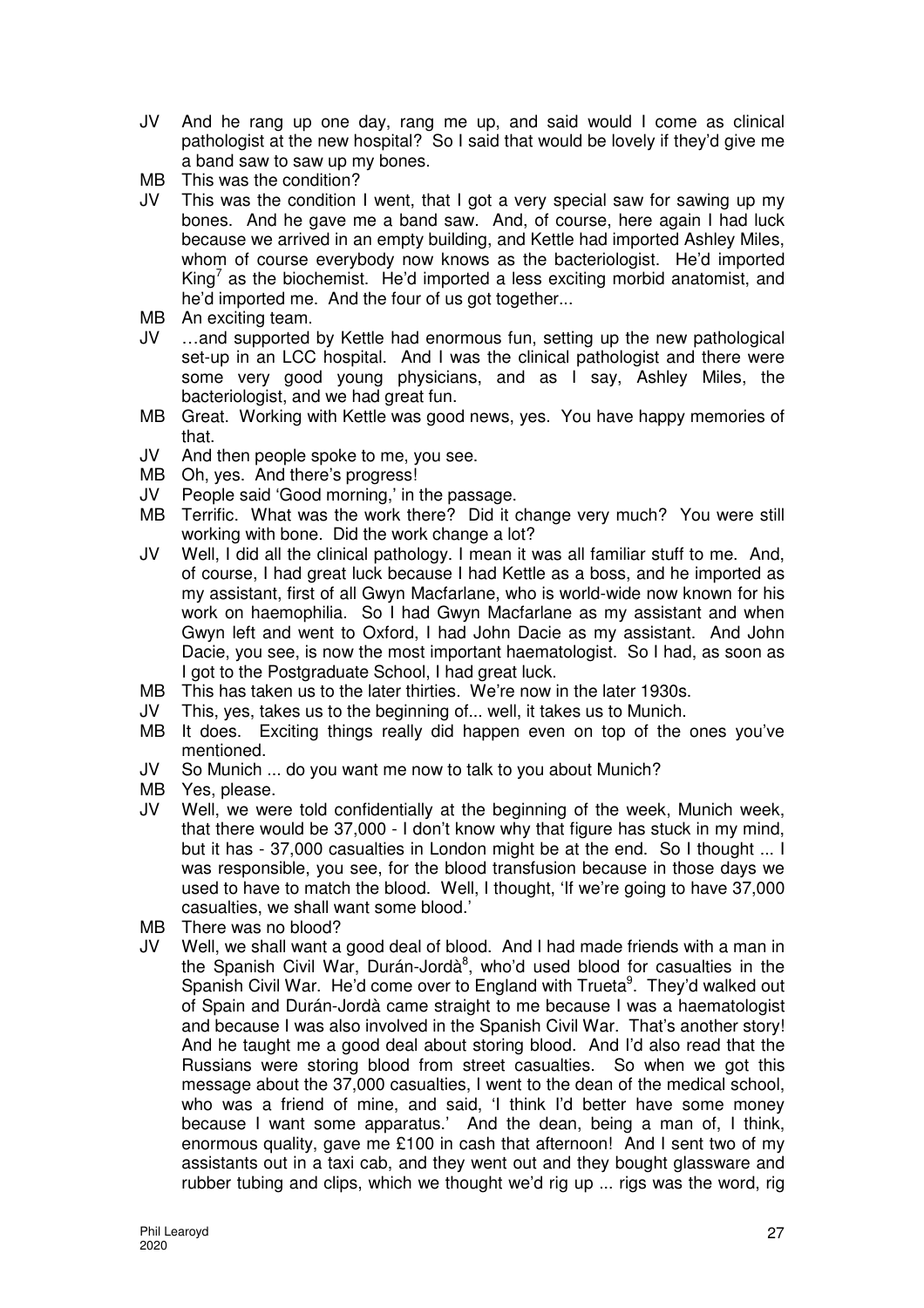JV And he rang up one day, rang me up, and said would I come as clinical pathologist at the new hospital? So I said that would be lovely if they'd give me a band saw to saw up my bones.

MB This was the condition?

JV This was the condition I went, that I got a very special saw for sawing up my bones. And he gave me a band saw. And, of course, here again I had luck because we arrived in an empty building, and Kettle had imported Ashley Miles, whom of course everybody now knows as the bacteriologist. He'd imported King[7] as the biochemist. He'd imported a less exciting morbid anatomist, and he'd imported me. And the four of us got together...

MB An exciting team.

JV …and supported by Kettle had enormous fun, setting up the new pathological set-up in an LCC hospital. And I was the clinical pathologist and there were some very good young physicians, and as I say, Ashley Miles, the bacteriologist, and we had great fun.

MB Great. Working with Kettle was good news, yes. You have happy memories of that.

JV And then people spoke to me, you see.

MB Oh, yes. And there's progress!

JV People said 'Good morning,' in the passage.

MB Terrific. What was the work there? Did it change very much? You were still working with bone. Did the work change a lot?

JV Well, I did all the clinical pathology. I mean it was all familiar stuff to me. And, of course, I had great luck because I had Kettle as a boss, and he imported as my assistant, first of all Gwyn Macfarlane, who is world-wide now known for his work on haemophilia. So I had Gwyn Macfarlane as my assistant and when Gwyn left and went to Oxford, I had John Dacie as my assistant. And John Dacie, you see, is now the most important haematologist. So I had, as soon as I got to the Postgraduate School, I had great luck.

MB This has taken us to the later thirties. We're now in the later 1930s.

JV This, yes, takes us to the beginning of... well, it takes us to Munich.

MB It does. Exciting things really did happen even on top of the ones you've mentioned.

JV So Munich ... do you want me now to talk to you about Munich?

MB Yes, please.

JV Well, we were told confidentially at the beginning of the week, Munich week, that there would be 37,000 - I don't know why that figure has stuck in my mind, but it has - 37,000 casualties in London might be at the end. So I thought ... I was responsible, you see, for the blood transfusion because in those days we used to have to match the blood. Well, I thought, 'If we're going to have 37,000 casualties, we shall want some blood.'

MB There was no blood?

JV Well, we shall want a good deal of blood. And I had made friends with a man in the Spanish Civil War, Durán-Jordà[8], who'd used blood for casualties in the Spanish Civil War. He'd come over to England with Trueta[9]. They'd walked out of Spain and Durán-Jordà came straight to me because I was a haematologist and because I was also involved in the Spanish Civil War. That's another story! And he taught me a good deal about storing blood. And I'd also read that the Russians were storing blood from street casualties. So when we got this message about the 37,000 casualties, I went to the dean of the medical school, who was a friend of mine, and said, 'I think I'd better have some money because I want some apparatus.' And the dean, being a man of, I think, enormous quality, gave me £100 in cash that afternoon! And I sent two of my assistants out in a taxi cab, and they went out and they bought glassware and rubber tubing and clips, which we thought we'd rig up ... rigs was the word, rig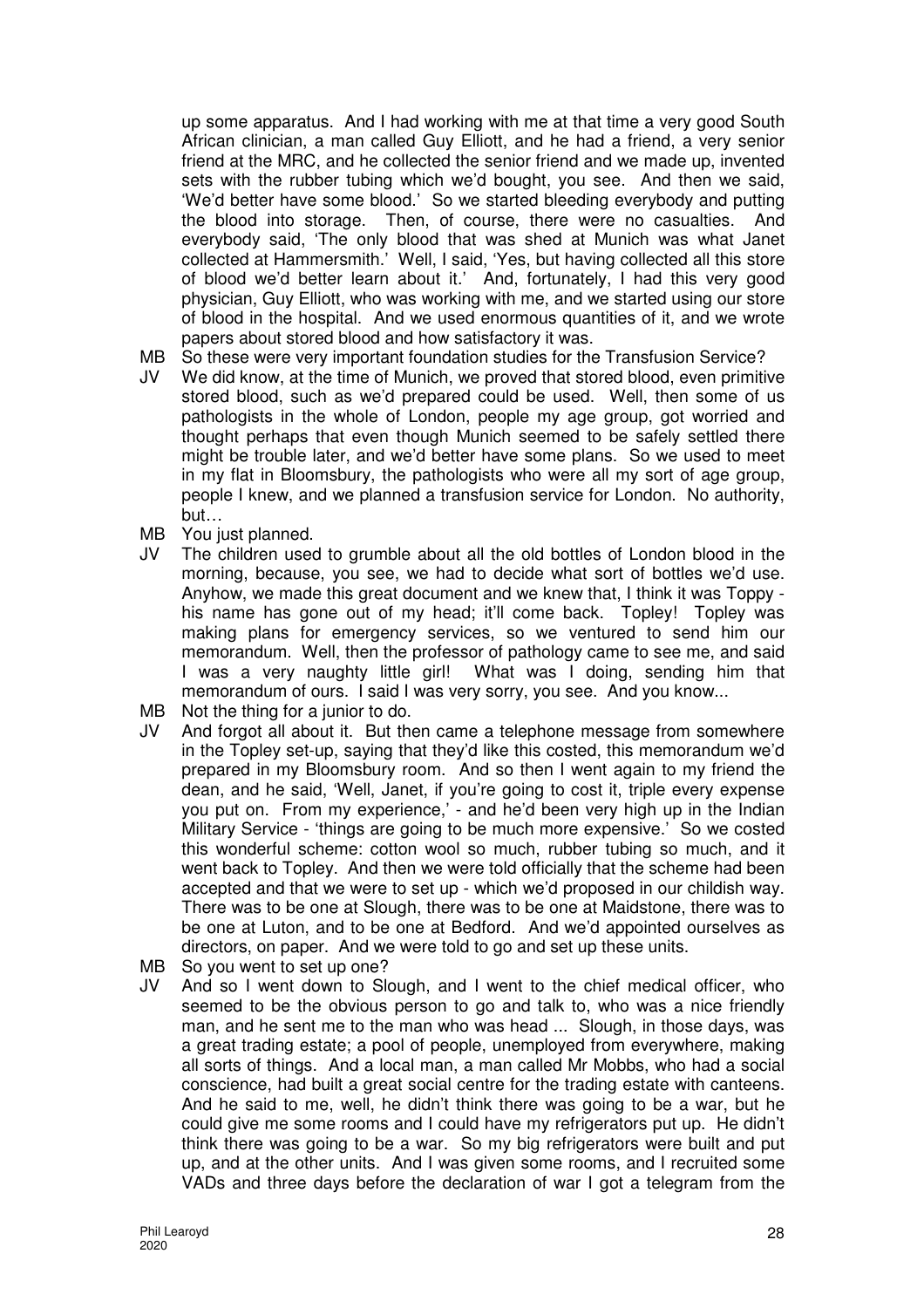up some apparatus. And I had working with me at that time a very good South African clinician, a man called Guy Elliott, and he had a friend, a very senior friend at the MRC, and he collected the senior friend and we made up, invented sets with the rubber tubing which we'd bought, you see. And then we said, 'We'd better have some blood.' So we started bleeding everybody and putting the blood into storage. Then, of course, there were no casualties. And everybody said, 'The only blood that was shed at Munich was what Janet collected at Hammersmith.' Well, I said, 'Yes, but having collected all this store of blood we'd better learn about it.' And, fortunately, I had this very good physician, Guy Elliott, who was working with me, and we started using our store of blood in the hospital. And we used enormous quantities of it, and we wrote papers about stored blood and how satisfactory it was.

MB So these were very important foundation studies for the Transfusion Service?

JV We did know, at the time of Munich, we proved that stored blood, even primitive stored blood, such as we'd prepared could be used. Well, then some of us pathologists in the whole of London, people my age group, got worried and thought perhaps that even though Munich seemed to be safely settled there might be trouble later, and we'd better have some plans. So we used to meet in my flat in Bloomsbury, the pathologists who were all my sort of age group, people I knew, and we planned a transfusion service for London. No authority, but…

MB You just planned.

JV The children used to grumble about all the old bottles of London blood in the morning, because, you see, we had to decide what sort of bottles we'd use. Anyhow, we made this great document and we knew that, I think it was Toppy - his name has gone out of my head; it'll come back. Topley! Topley was making plans for emergency services, so we ventured to send him our memorandum. Well, then the professor of pathology came to see me, and said I was a very naughty little girl! What was I doing, sending him that memorandum of ours. I said I was very sorry, you see. And you know...

MB Not the thing for a junior to do.

JV And forgot all about it. But then came a telephone message from somewhere in the Topley set-up, saying that they'd like this costed, this memorandum we'd prepared in my Bloomsbury room. And so then I went again to my friend the dean, and he said, 'Well, Janet, if you're going to cost it, triple every expense you put on. From my experience,' - and he'd been very high up in the Indian Military Service - 'things are going to be much more expensive.' So we costed this wonderful scheme: cotton wool so much, rubber tubing so much, and it went back to Topley. And then we were told officially that the scheme had been accepted and that we were to set up - which we'd proposed in our childish way. There was to be one at Slough, there was to be one at Maidstone, there was to be one at Luton, and to be one at Bedford. And we'd appointed ourselves as directors, on paper. And we were told to go and set up these units.

MB So you went to set up one?

JV And so I went down to Slough, and I went to the chief medical officer, who seemed to be the obvious person to go and talk to, who was a nice friendly man, and he sent me to the man who was head ... Slough, in those days, was a great trading estate; a pool of people, unemployed from everywhere, making all sorts of things. And a local man, a man called Mr Mobbs, who had a social conscience, had built a great social centre for the trading estate with canteens. And he said to me, well, he didn't think there was going to be a war, but he could give me some rooms and I could have my refrigerators put up. He didn't think there was going to be a war. So my big refrigerators were built and put up, and at the other units. And I was given some rooms, and I recruited some VADs and three days before the declaration of war I got a telegram from the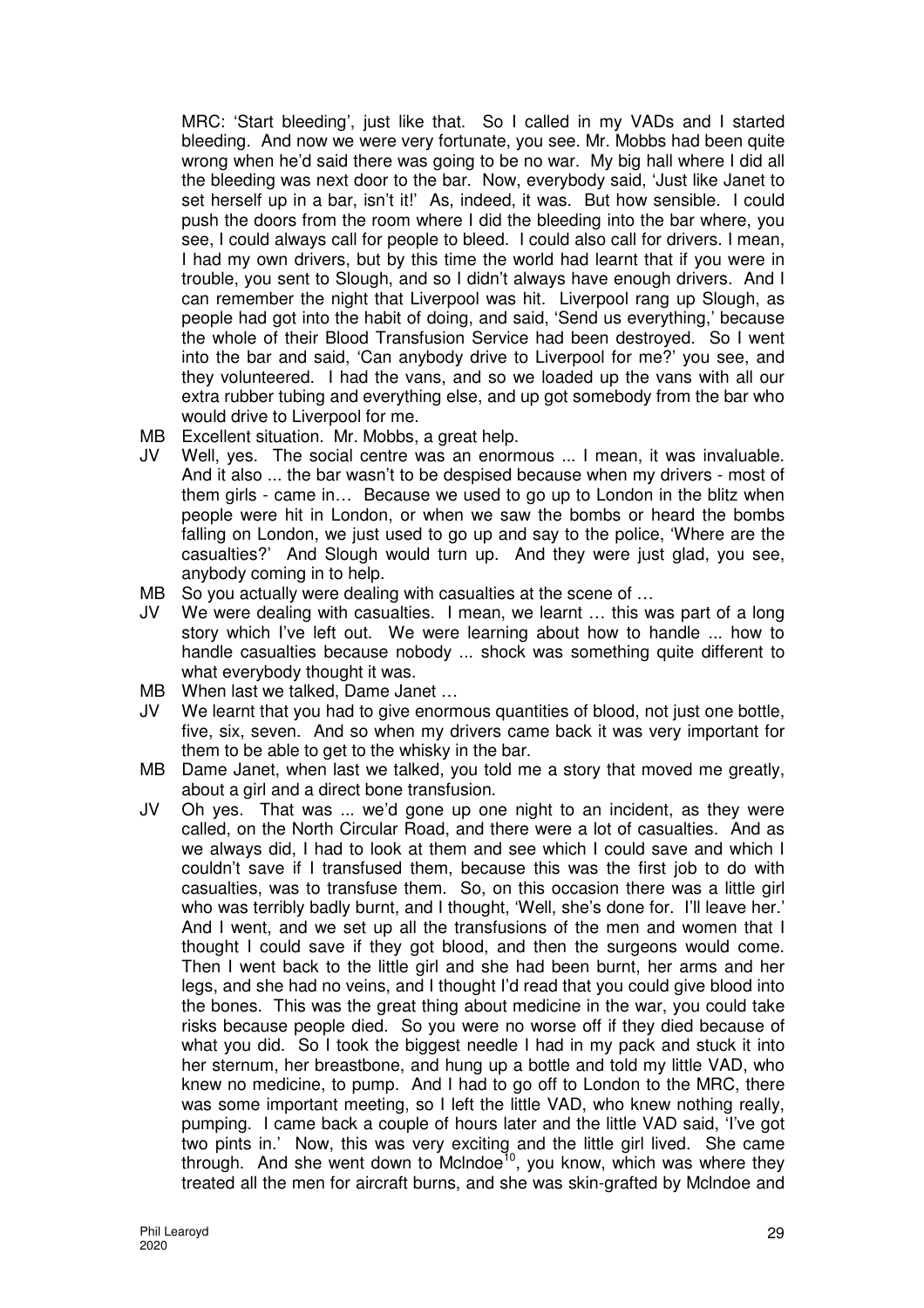MRC: 'Start bleeding', just like that. So I called in my VADs and I started bleeding. And now we were very fortunate, you see. Mr. Mobbs had been quite wrong when he'd said there was going to be no war. My big hall where I did all the bleeding was next door to the bar. Now, everybody said, 'Just like Janet to set herself up in a bar, isn't it!' As, indeed, it was. But how sensible. I could push the doors from the room where I did the bleeding into the bar where, you see, I could always call for people to bleed. I could also call for drivers. I mean, I had my own drivers, but by this time the world had learnt that if you were in trouble, you sent to Slough, and so I didn't always have enough drivers. And I can remember the night that Liverpool was hit. Liverpool rang up Slough, as people had got into the habit of doing, and said, 'Send us everything,' because the whole of their Blood Transfusion Service had been destroyed. So I went into the bar and said, 'Can anybody drive to Liverpool for me?' you see, and they volunteered. I had the vans, and so we loaded up the vans with all our extra rubber tubing and everything else, and up got somebody from the bar who would drive to Liverpool for me.

MB Excellent situation. Mr. Mobbs, a great help.

JV Well, yes. The social centre was an enormous ... I mean, it was invaluable. And it also ... the bar wasn't to be despised because when my drivers - most of them girls - came in… Because we used to go up to London in the blitz when people were hit in London, or when we saw the bombs or heard the bombs falling on London, we just used to go up and say to the police, 'Where are the casualties?' And Slough would turn up. And they were just glad, you see, anybody coming in to help.

MB So you actually were dealing with casualties at the scene of …

JV We were dealing with casualties. I mean, we learnt … this was part of a long story which I've left out. We were learning about how to handle ... how to handle casualties because nobody ... shock was something quite different to what everybody thought it was.

MB When last we talked, Dame Janet …

JV We learnt that you had to give enormous quantities of blood, not just one bottle, five, six, seven. And so when my drivers came back it was very important for them to be able to get to the whisky in the bar.

MB Dame Janet, when last we talked, you told me a story that moved me greatly, about a girl and a direct bone transfusion.

JV Oh yes. That was ... we'd gone up one night to an incident, as they were called, on the North Circular Road, and there were a lot of casualties. And as we always did, I had to look at them and see which I could save and which I couldn't save if I transfused them, because this was the first job to do with casualties, was to transfuse them. So, on this occasion there was a little girl who was terribly badly burnt, and I thought, 'Well, she's done for. I'll leave her.' And I went, and we set up all the transfusions of the men and women that I thought I could save if they got blood, and then the surgeons would come. Then I went back to the little girl and she had been burnt, her arms and her legs, and she had no veins, and I thought I'd read that you could give blood into the bones. This was the great thing about medicine in the war, you could take risks because people died. So you were no worse off if they died because of what you did. So I took the biggest needle I had in my pack and stuck it into her sternum, her breastbone, and hung up a bottle and told my little VAD, who knew no medicine, to pump. And I had to go off to London to the MRC, there was some important meeting, so I left the little VAD, who knew nothing really, pumping. I came back a couple of hours later and the little VAD said, 'I've got two pints in.' Now, this was very exciting and the little girl lived. She came through. And she went down to McIndoe[10], you know, which was where they treated all the men for aircraft burns, and she was skin-grafted by McIndoe and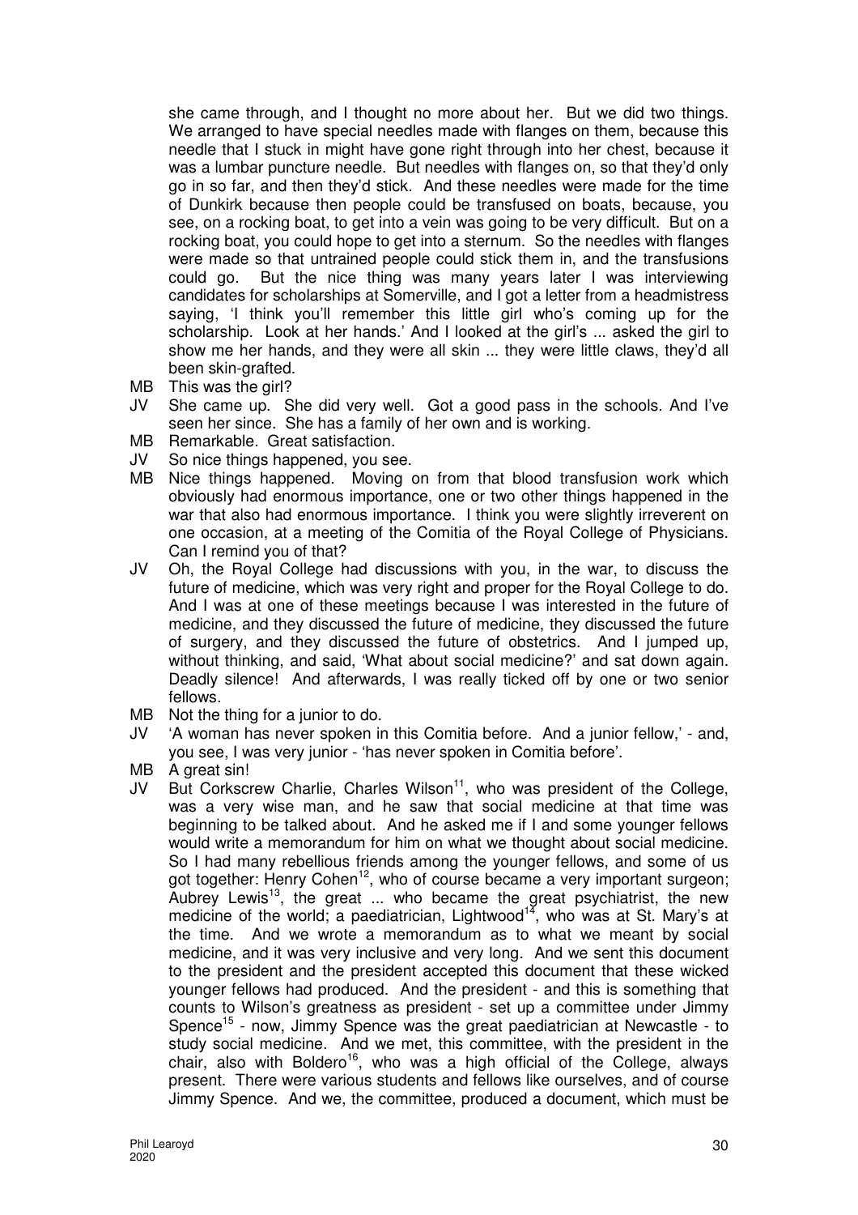she came through, and I thought no more about her. But we did two things. We arranged to have special needles made with flanges on them, because this needle that I stuck in might have gone right through into her chest, because it was a lumbar puncture needle. But needles with flanges on, so that they'd only go in so far, and then they'd stick. And these needles were made for the time of Dunkirk because then people could be transfused on boats, because, you see, on a rocking boat, to get into a vein was going to be very difficult. But on a rocking boat, you could hope to get into a sternum. So the needles with flanges were made so that untrained people could stick them in, and the transfusions could go. But the nice thing was many years later I was interviewing candidates for scholarships at Somerville, and I got a letter from a headmistress saying, 'I think you'll remember this little girl who's coming up for the scholarship. Look at her hands.' And I looked at the girl's ... asked the girl to show me her hands, and they were all skin ... they were little claws, they'd all been skin-grafted.

MB This was the girl?

JV She came up. She did very well. Got a good pass in the schools. And I've seen her since. She has a family of her own and is working.

MB Remarkable. Great satisfaction.

JV So nice things happened, you see.

MB Nice things happened. Moving on from that blood transfusion work which obviously had enormous importance, one or two other things happened in the war that also had enormous importance. I think you were slightly irreverent on one occasion, at a meeting of the Comitia of the Royal College of Physicians. Can I remind you of that?

JV Oh, the Royal College had discussions with you, in the war, to discuss the future of medicine, which was very right and proper for the Royal College to do. And I was at one of these meetings because I was interested in the future of medicine, and they discussed the future of medicine, they discussed the future of surgery, and they discussed the future of obstetrics. And I jumped up, without thinking, and said, 'What about social medicine?' and sat down again. Deadly silence! And afterwards, I was really ticked off by one or two senior fellows.

MB Not the thing for a junior to do.

JV 'A woman has never spoken in this Comitia before. And a junior fellow,' - and, you see, I was very junior - 'has never spoken in Comitia before'.

MB A great sin!

JV But Corkscrew Charlie, Charles Wilson[11], who was president of the College, was a very wise man, and he saw that social medicine at that time was beginning to be talked about. And he asked me if I and some younger fellows would write a memorandum for him on what we thought about social medicine. So I had many rebellious friends among the younger fellows, and some of us got together: Henry Cohen[12], who of course became a very important surgeon; Aubrey Lewis[13], the great ... who became the great psychiatrist, the new medicine of the world; a paediatrician, Lightwood[14], who was at St. Mary's at the time. And we wrote a memorandum as to what we meant by social medicine, and it was very inclusive and very long. And we sent this document to the president and the president accepted this document that these wicked younger fellows had produced. And the president - and this is something that counts to Wilson's greatness as president - set up a committee under Jimmy Spence[15] - now, Jimmy Spence was the great paediatrician at Newcastle - to study social medicine. And we met, this committee, with the president in the chair, also with Boldero[16], who was a high official of the College, always present. There were various students and fellows like ourselves, and of course Jimmy Spence. And we, the committee, produced a document, which must be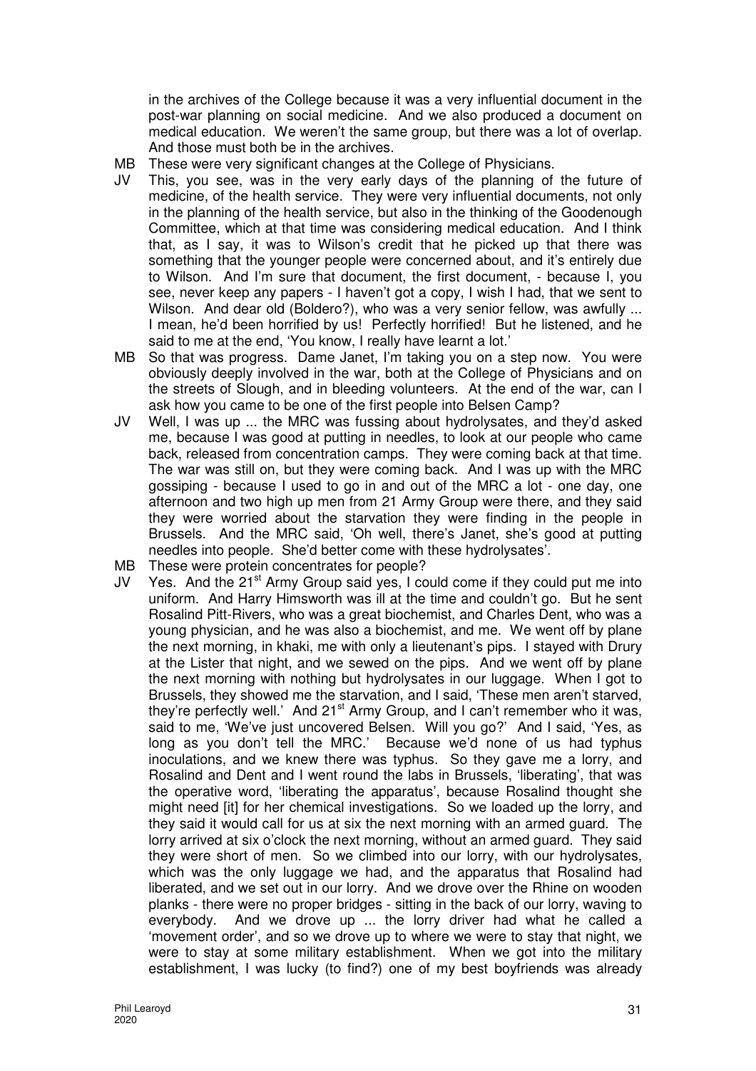in the archives of the College because it was a very influential document in the post-war planning on social medicine. And we also produced a document on medical education. We weren't the same group, but there was a lot of overlap. And those must both be in the archives.

MB These were very significant changes at the College of Physicians.

JV This, you see, was in the very early days of the planning of the future of medicine, of the health service. They were very influential documents, not only in the planning of the health service, but also in the thinking of the Goodenough Committee, which at that time was considering medical education. And I think that, as I say, it was to Wilson's credit that he picked up that there was something that the younger people were concerned about, and it's entirely due to Wilson. And I'm sure that document, the first document, - because I, you see, never keep any papers - I haven't got a copy, I wish I had, that we sent to Wilson. And dear old (Boldero?), who was a very senior fellow, was awfully ... I mean, he'd been horrified by us! Perfectly horrified! But he listened, and he said to me at the end, 'You know, I really have learnt a lot.'

MB So that was progress. Dame Janet, I'm taking you on a step now. You were obviously deeply involved in the war, both at the College of Physicians and on the streets of Slough, and in bleeding volunteers. At the end of the war, can I ask how you came to be one of the first people into Belsen Camp?

JV Well, I was up ... the MRC was fussing about hydrolysates, and they'd asked me, because I was good at putting in needles, to look at our people who came back, released from concentration camps. They were coming back at that time. The war was still on, but they were coming back. And I was up with the MRC gossiping - because I used to go in and out of the MRC a lot - one day, one afternoon and two high up men from 21 Army Group were there, and they said they were worried about the starvation they were finding in the people in Brussels. And the MRC said, 'Oh well, there's Janet, she's good at putting needles into people. She'd better come with these hydrolysates'.

MB These were protein concentrates for people?

JV Yes. And the 21st Army Group said yes, I could come if they could put me into uniform. And Harry Himsworth was ill at the time and couldn't go. But he sent Rosalind Pitt-Rivers, who was a great biochemist, and Charles Dent, who was a young physician, and he was also a biochemist, and me. We went off by plane the next morning, in khaki, me with only a lieutenant's pips. I stayed with Drury at the Lister that night, and we sewed on the pips. And we went off by plane the next morning with nothing but hydrolysates in our luggage. When I got to Brussels, they showed me the starvation, and I said, 'These men aren't starved, they're perfectly well.' And 21st Army Group, and I can't remember who it was, said to me, 'We've just uncovered Belsen. Will you go?' And I said, 'Yes, as long as you don't tell the MRC.' Because we'd none of us had typhus inoculations, and we knew there was typhus. So they gave me a lorry, and Rosalind and Dent and I went round the labs in Brussels, 'liberating', that was the operative word, 'liberating the apparatus', because Rosalind thought she might need [it] for her chemical investigations. So we loaded up the lorry, and they said it would call for us at six the next morning with an armed guard. The lorry arrived at six o'clock the next morning, without an armed guard. They said they were short of men. So we climbed into our lorry, with our hydrolysates, which was the only luggage we had, and the apparatus that Rosalind had liberated, and we set out in our lorry. And we drove over the Rhine on wooden planks - there were no proper bridges - sitting in the back of our lorry, waving to everybody. And we drove up ... the lorry driver had what he called a 'movement order', and so we drove up to where we were to stay that night, we were to stay at some military establishment. When we got into the military establishment, I was lucky (to find?) one of my best boyfriends was already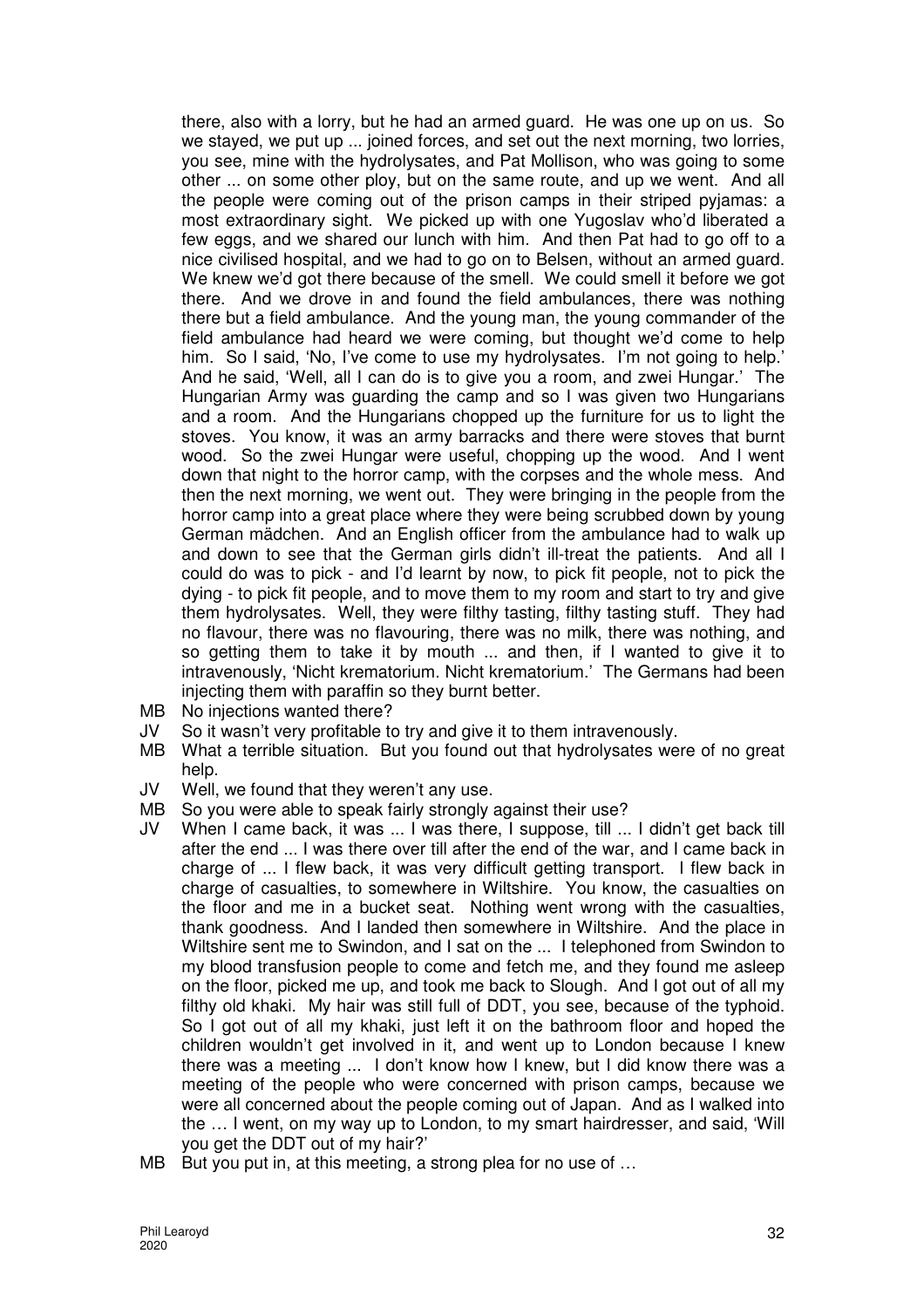there, also with a lorry, but he had an armed guard. He was one up on us. So we stayed, we put up ... joined forces, and set out the next morning, two lorries, you see, mine with the hydrolysates, and Pat Mollison, who was going to some other ... on some other ploy, but on the same route, and up we went. And all the people were coming out of the prison camps in their striped pyjamas: a most extraordinary sight. We picked up with one Yugoslav who'd liberated a few eggs, and we shared our lunch with him. And then Pat had to go off to a nice civilised hospital, and we had to go on to Belsen, without an armed guard. We knew we'd got there because of the smell. We could smell it before we got there. And we drove in and found the field ambulances, there was nothing there but a field ambulance. And the young man, the young commander of the field ambulance had heard we were coming, but thought we'd come to help him. So I said, 'No, I've come to use my hydrolysates. I'm not going to help.' And he said, 'Well, all I can do is to give you a room, and zwei Hungar.' The Hungarian Army was guarding the camp and so I was given two Hungarians and a room. And the Hungarians chopped up the furniture for us to light the stoves. You know, it was an army barracks and there were stoves that burnt wood. So the zwei Hungar were useful, chopping up the wood. And I went down that night to the horror camp, with the corpses and the whole mess. And then the next morning, we went out. They were bringing in the people from the horror camp into a great place where they were being scrubbed down by young German mädchen. And an English officer from the ambulance had to walk up and down to see that the German girls didn't ill-treat the patients. And all I could do was to pick - and I'd learnt by now, to pick fit people, not to pick the dying - to pick fit people, and to move them to my room and start to try and give them hydrolysates. Well, they were filthy tasting, filthy tasting stuff. They had no flavour, there was no flavouring, there was no milk, there was nothing, and so getting them to take it by mouth ... and then, if I wanted to give it to intravenously, 'Nicht krematorium. Nicht krematorium.' The Germans had been injecting them with paraffin so they burnt better.

MB No injections wanted there?

JV So it wasn't very profitable to try and give it to them intravenously.

MB What a terrible situation. But you found out that hydrolysates were of no great help.

JV Well, we found that they weren't any use.

MB So you were able to speak fairly strongly against their use?

JV When I came back, it was ... I was there, I suppose, till ... I didn't get back till after the end ... I was there over till after the end of the war, and I came back in charge of ... I flew back, it was very difficult getting transport. I flew back in charge of casualties, to somewhere in Wiltshire. You know, the casualties on the floor and me in a bucket seat. Nothing went wrong with the casualties, thank goodness. And I landed then somewhere in Wiltshire. And the place in Wiltshire sent me to Swindon, and I sat on the ... I telephoned from Swindon to my blood transfusion people to come and fetch me, and they found me asleep on the floor, picked me up, and took me back to Slough. And I got out of all my filthy old khaki. My hair was still full of DDT, you see, because of the typhoid. So I got out of all my khaki, just left it on the bathroom floor and hoped the children wouldn't get involved in it, and went up to London because I knew there was a meeting ... I don't know how I knew, but I did know there was a meeting of the people who were concerned with prison camps, because we were all concerned about the people coming out of Japan. And as I walked into the … I went, on my way up to London, to my smart hairdresser, and said, 'Will you get the DDT out of my hair?'

MB But you put in, at this meeting, a strong plea for no use of …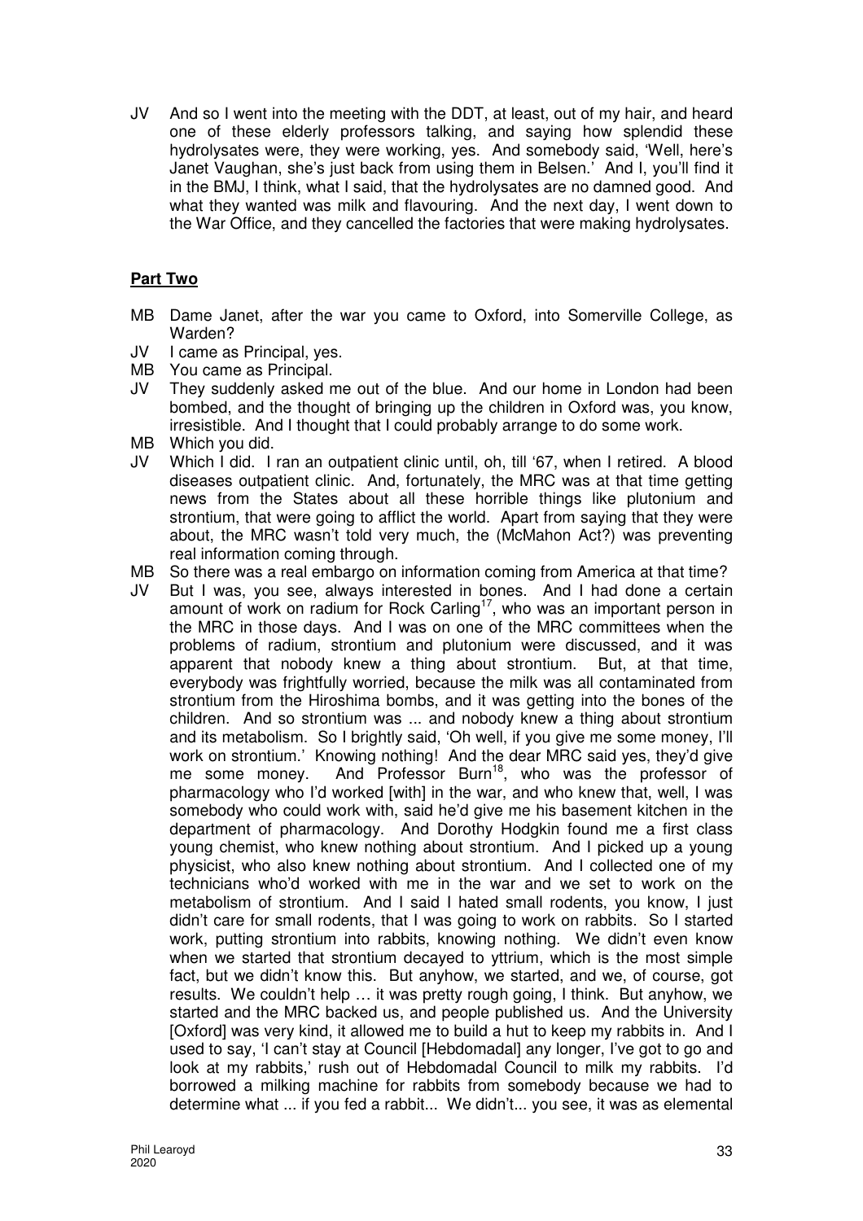JV And so I went into the meeting with the DDT, at least, out of my hair, and heard one of these elderly professors talking, and saying how splendid these hydrolysates were, they were working, yes. And somebody said, 'Well, here's Janet Vaughan, she's just back from using them in Belsen.' And I, you'll find it in the BMJ, I think, what I said, that the hydrolysates are no damned good. And what they wanted was milk and flavouring. And the next day, I went down to the War Office, and they cancelled the factories that were making hydrolysates.

## **Part Two**

MB Dame Janet, after the war you came to Oxford, into Somerville College, as Warden?

JV I came as Principal, yes.

MB You came as Principal.

JV They suddenly asked me out of the blue. And our home in London had been bombed, and the thought of bringing up the children in Oxford was, you know, irresistible. And I thought that I could probably arrange to do some work.

MB Which you did.

JV Which I did. I ran an outpatient clinic until, oh, till '67, when I retired. A blood diseases outpatient clinic. And, fortunately, the MRC was at that time getting news from the States about all these horrible things like plutonium and strontium, that were going to afflict the world. Apart from saying that they were about, the MRC wasn't told very much, the (McMahon Act?) was preventing real information coming through.

MB So there was a real embargo on information coming from America at that time?

JV But I was, you see, always interested in bones. And I had done a certain amount of work on radium for Rock Carling[17], who was an important person in the MRC in those days. And I was on one of the MRC committees when the problems of radium, strontium and plutonium were discussed, and it was apparent that nobody knew a thing about strontium. But, at that time, everybody was frightfully worried, because the milk was all contaminated from strontium from the Hiroshima bombs, and it was getting into the bones of the children. And so strontium was ... and nobody knew a thing about strontium and its metabolism. So I brightly said, 'Oh well, if you give me some money, I'll work on strontium.' Knowing nothing! And the dear MRC said yes, they'd give me some money. And Professor Burn[18], who was the professor of pharmacology who I'd worked [with] in the war, and who knew that, well, I was somebody who could work with, said he'd give me his basement kitchen in the department of pharmacology. And Dorothy Hodgkin found me a first class young chemist, who knew nothing about strontium. And I picked up a young physicist, who also knew nothing about strontium. And I collected one of my technicians who'd worked with me in the war and we set to work on the metabolism of strontium. And I said I hated small rodents, you know, I just didn't care for small rodents, that I was going to work on rabbits. So I started work, putting strontium into rabbits, knowing nothing. We didn't even know when we started that strontium decayed to yttrium, which is the most simple fact, but we didn't know this. But anyhow, we started, and we, of course, got results. We couldn't help … it was pretty rough going, I think. But anyhow, we started and the MRC backed us, and people published us. And the University [Oxford] was very kind, it allowed me to build a hut to keep my rabbits in. And I used to say, 'I can't stay at Council [Hebdomadal] any longer, I've got to go and look at my rabbits,' rush out of Hebdomadal Council to milk my rabbits. I'd borrowed a milking machine for rabbits from somebody because we had to determine what ... if you fed a rabbit... We didn't... you see, it was as elemental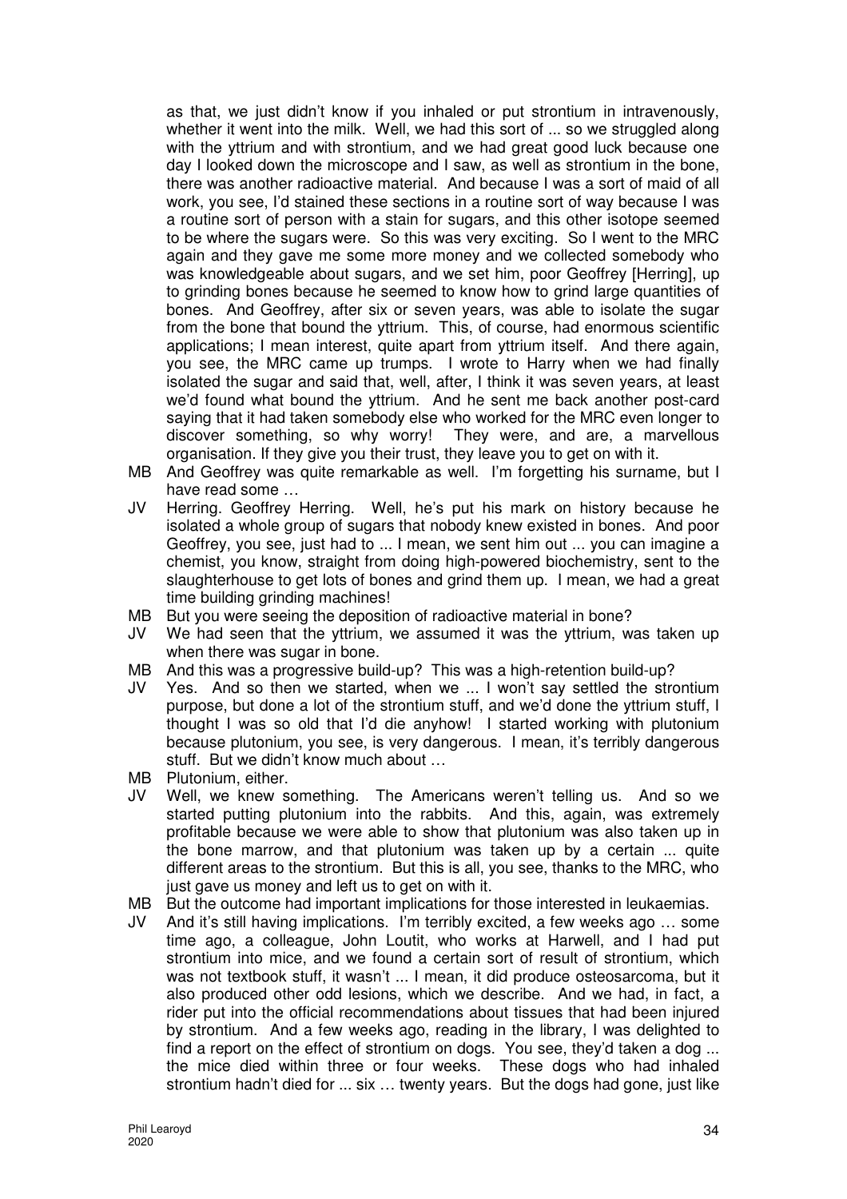as that, we just didn't know if you inhaled or put strontium in intravenously, whether it went into the milk. Well, we had this sort of ... so we struggled along with the yttrium and with strontium, and we had great good luck because one day I looked down the microscope and I saw, as well as strontium in the bone, there was another radioactive material. And because I was a sort of maid of all work, you see, I'd stained these sections in a routine sort of way because I was a routine sort of person with a stain for sugars, and this other isotope seemed to be where the sugars were. So this was very exciting. So I went to the MRC again and they gave me some more money and we collected somebody who was knowledgeable about sugars, and we set him, poor Geoffrey [Herring], up to grinding bones because he seemed to know how to grind large quantities of bones. And Geoffrey, after six or seven years, was able to isolate the sugar from the bone that bound the yttrium. This, of course, had enormous scientific applications; I mean interest, quite apart from yttrium itself. And there again, you see, the MRC came up trumps. I wrote to Harry when we had finally isolated the sugar and said that, well, after, I think it was seven years, at least we'd found what bound the yttrium. And he sent me back another post-card saying that it had taken somebody else who worked for the MRC even longer to discover something, so why worry! They were, and are, a marvellous organisation. If they give you their trust, they leave you to get on with it.

MB And Geoffrey was quite remarkable as well. I'm forgetting his surname, but I have read some …

JV Herring. Geoffrey Herring. Well, he's put his mark on history because he isolated a whole group of sugars that nobody knew existed in bones. And poor Geoffrey, you see, just had to ... I mean, we sent him out ... you can imagine a chemist, you know, straight from doing high-powered biochemistry, sent to the slaughterhouse to get lots of bones and grind them up. I mean, we had a great time building grinding machines!

MB But you were seeing the deposition of radioactive material in bone?

JV We had seen that the yttrium, we assumed it was the yttrium, was taken up when there was sugar in bone.

MB And this was a progressive build-up? This was a high-retention build-up?

JV Yes. And so then we started, when we ... I won't say settled the strontium purpose, but done a lot of the strontium stuff, and we'd done the yttrium stuff, I thought I was so old that I'd die anyhow! I started working with plutonium because plutonium, you see, is very dangerous. I mean, it's terribly dangerous stuff. But we didn't know much about …

MB Plutonium, either.

JV Well, we knew something. The Americans weren't telling us. And so we started putting plutonium into the rabbits. And this, again, was extremely profitable because we were able to show that plutonium was also taken up in the bone marrow, and that plutonium was taken up by a certain ... quite different areas to the strontium. But this is all, you see, thanks to the MRC, who just gave us money and left us to get on with it.

MB But the outcome had important implications for those interested in leukaemias.

JV And it's still having implications. I'm terribly excited, a few weeks ago … some time ago, a colleague, John Loutit, who works at Harwell, and I had put strontium into mice, and we found a certain sort of result of strontium, which was not textbook stuff, it wasn't ... I mean, it did produce osteosarcoma, but it also produced other odd lesions, which we describe. And we had, in fact, a rider put into the official recommendations about tissues that had been injured by strontium. And a few weeks ago, reading in the library, I was delighted to find a report on the effect of strontium on dogs. You see, they'd taken a dog ... the mice died within three or four weeks. These dogs who had inhaled strontium hadn't died for ... six … twenty years. But the dogs had gone, just like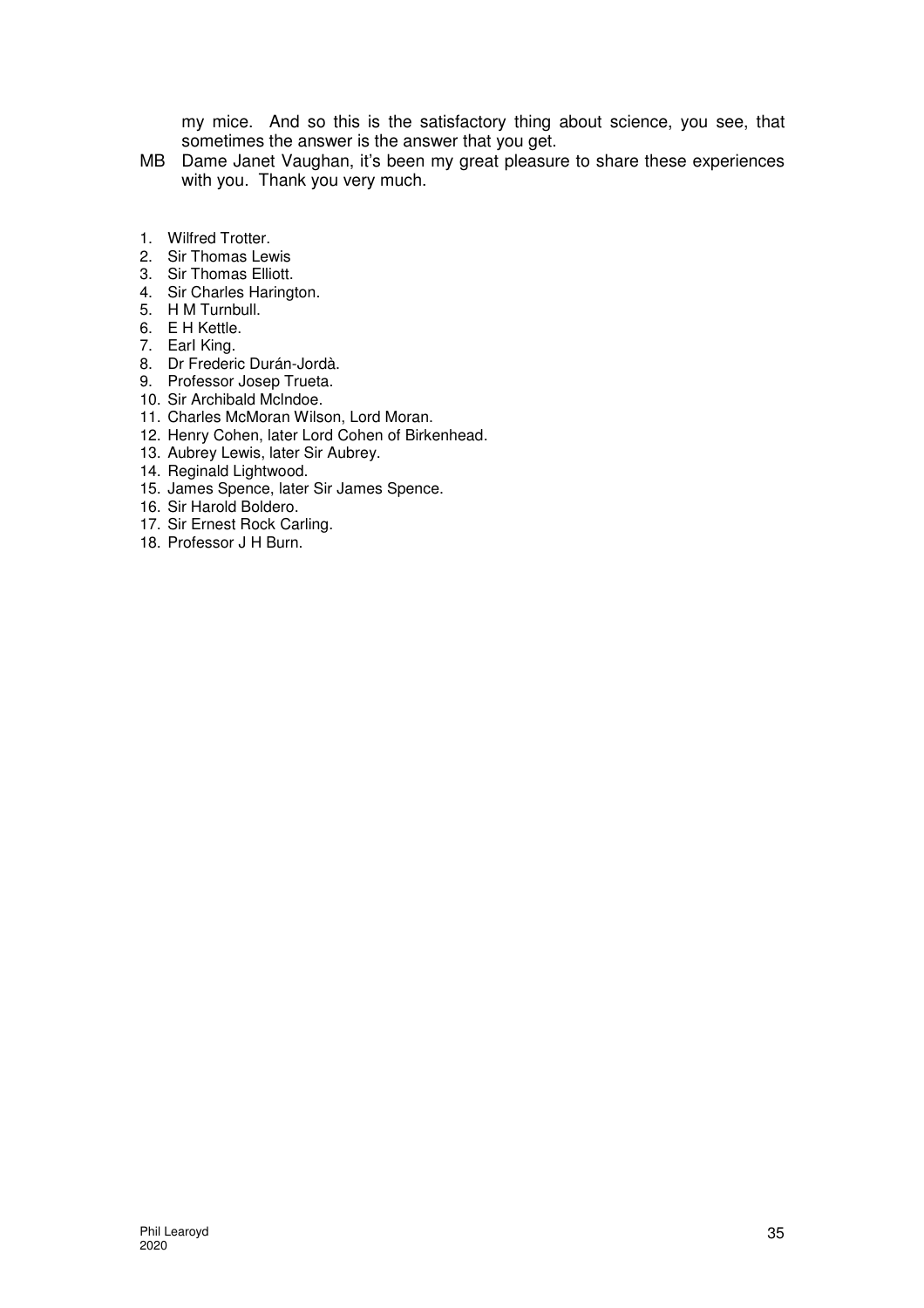my mice. And so this is the satisfactory thing about science, you see, that sometimes the answer is the answer that you get.

MB Dame Janet Vaughan, it's been my great pleasure to share these experiences with you. Thank you very much.

1. Wilfred Trotter.
2. Sir Thomas Lewis
3. Sir Thomas Elliott.
4. Sir Charles Harington.
5. H M Turnbull.
6. E H Kettle.
7. Earl King.
8. Dr Frederic Durán-Jordà.
9. Professor Josep Trueta.
10. Sir Archibald McIndoe.
11. Charles McMoran Wilson, Lord Moran.
12. Henry Cohen, later Lord Cohen of Birkenhead.
13. Aubrey Lewis, later Sir Aubrey.
14. Reginald Lightwood.
15. James Spence, later Sir James Spence.
16. Sir Harold Boldero.
17. Sir Ernest Rock Carling.
18. Professor J H Burn.

Phil Learoyd
2020